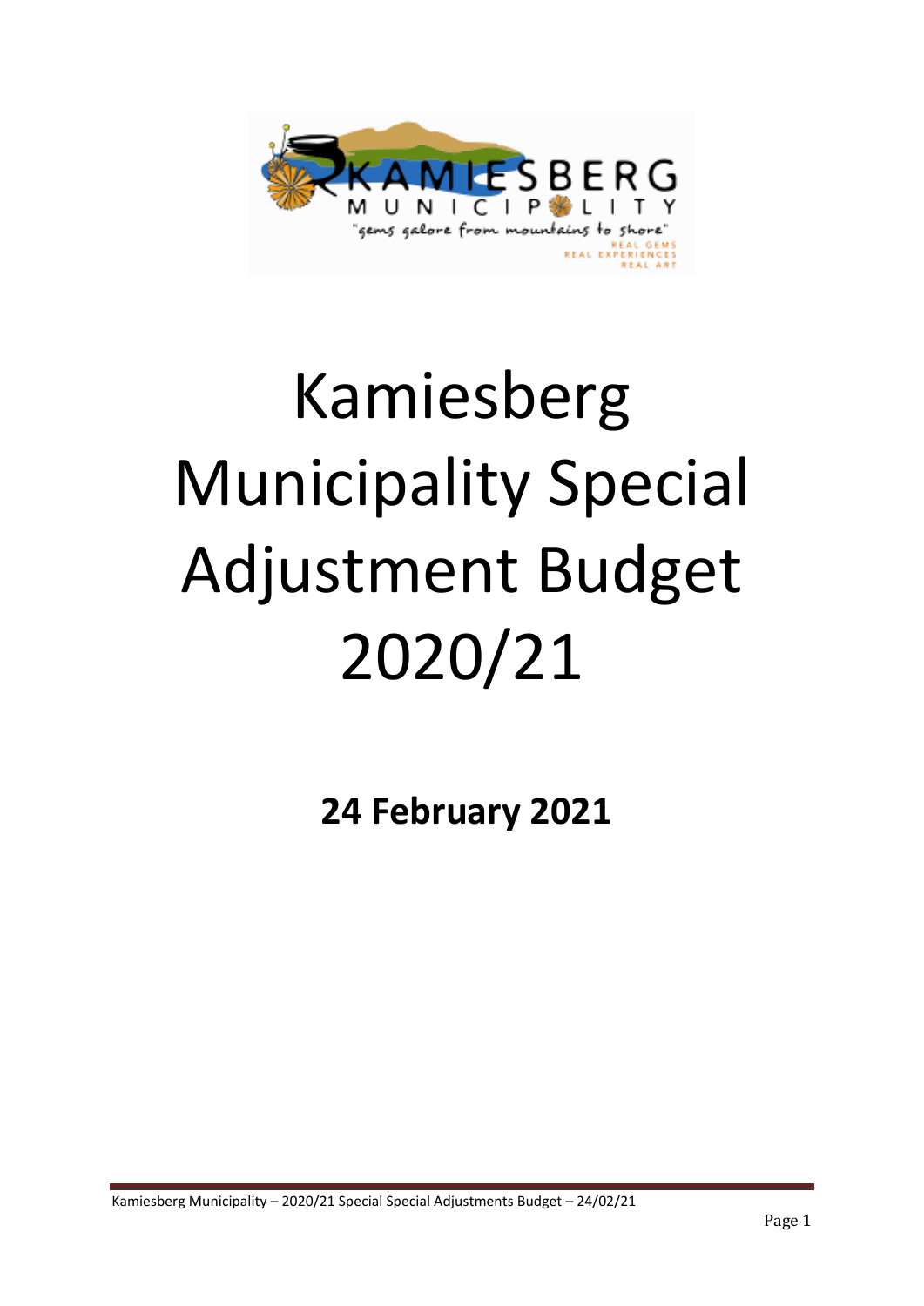# Kamiesberg Municipality Special Adjustment Budget 2020/21

**24 February 2021**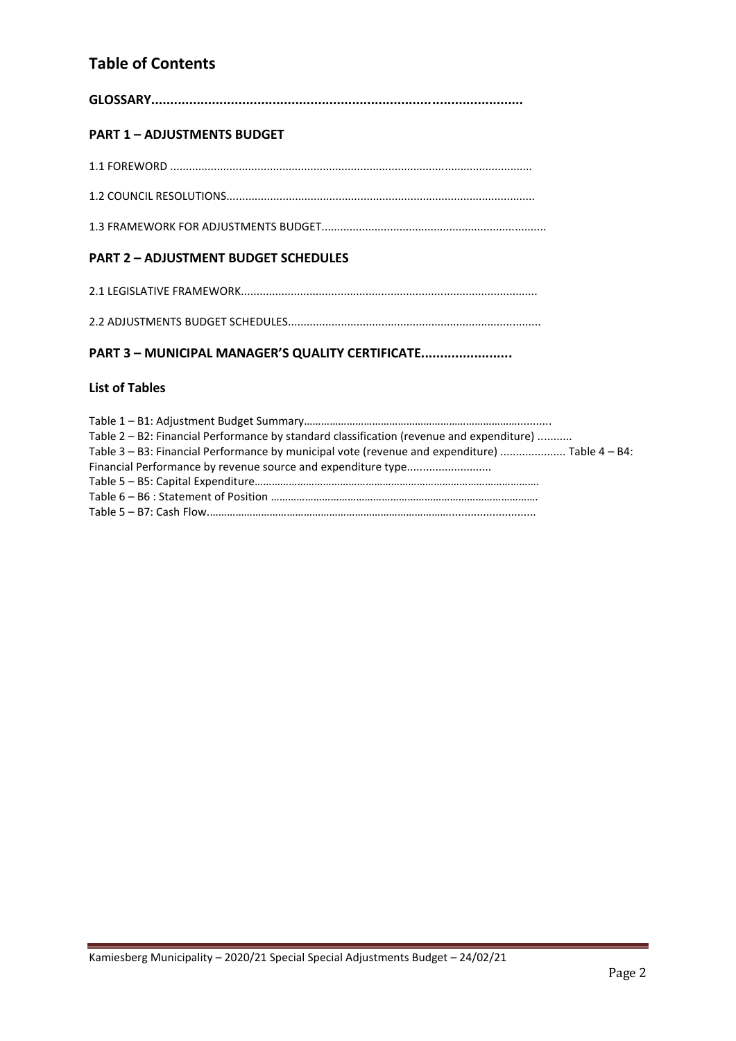# Table of Contents

**GLOSSARY.................................................................................................**

## PART 1 – ADJUSTMENTS BUDGET

1.1 FOREWORD ..................................................................................................................

1.2 COUNCIL RESOLUTIONS..................................................................................................

1.3 FRAMEWORK FOR ADJUSTMENTS BUDGET.......................................................................

## PART 2 – ADJUSTMENT BUDGET SCHEDULES

2.1 LEGISLATIVE FRAMEWORK..............................................................................................

2.2 ADJUSTMENTS BUDGET SCHEDULES................................................................................

## PART 3 – MUNICIPAL MANAGER'S QUALITY CERTIFICATE........................

### List of Tables

Table 1 – B1: Adjustment Budget Summary…………………………………………………………………………..
Table 2 – B2: Financial Performance by standard classification (revenue and expenditure) ...........
Table 3 – B3: Financial Performance by municipal vote (revenue and expenditure) ..................... Table 4 – B4: Financial Performance by revenue source and expenditure type...........................
Table 5 – B5: Capital Expenditure……………………………………………………………………………………….
Table 6 – B6 : Statement of Position ………………………………………………………………………………….
Table 5 – B7: Cash Flow.……………………………………………………………………………..........................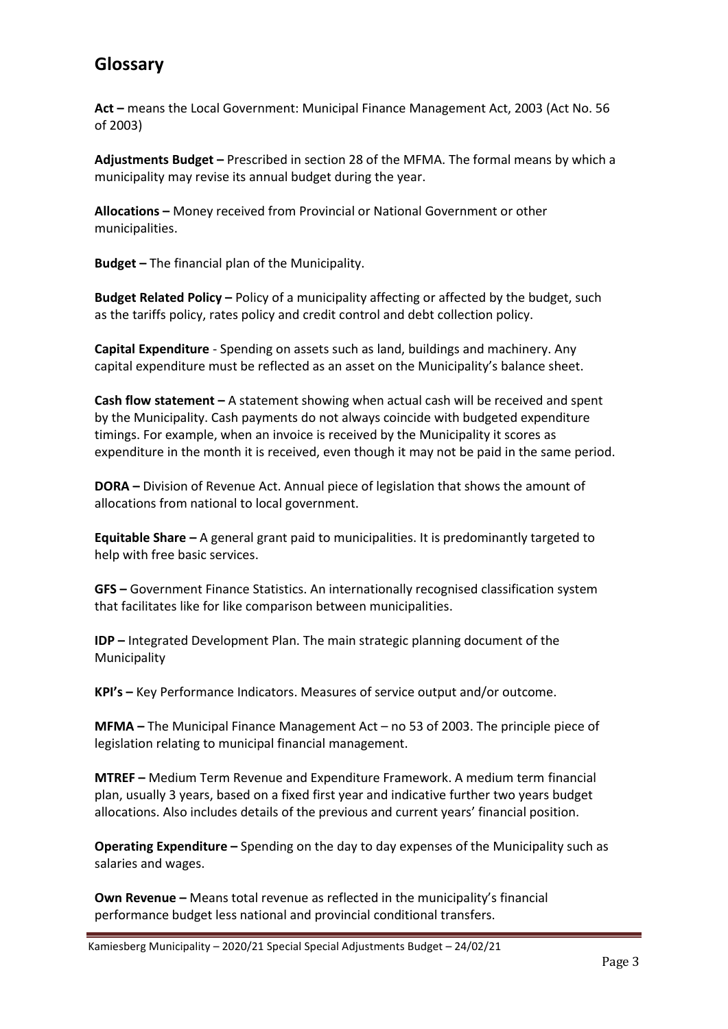## Glossary

**Act –** means the Local Government: Municipal Finance Management Act, 2003 (Act No. 56 of 2003)

**Adjustments Budget –** Prescribed in section 28 of the MFMA. The formal means by which a municipality may revise its annual budget during the year.

**Allocations –** Money received from Provincial or National Government or other municipalities.

**Budget –** The financial plan of the Municipality.

**Budget Related Policy –** Policy of a municipality affecting or affected by the budget, such as the tariffs policy, rates policy and credit control and debt collection policy.

**Capital Expenditure** - Spending on assets such as land, buildings and machinery. Any capital expenditure must be reflected as an asset on the Municipality's balance sheet.

**Cash flow statement –** A statement showing when actual cash will be received and spent by the Municipality. Cash payments do not always coincide with budgeted expenditure timings. For example, when an invoice is received by the Municipality it scores as expenditure in the month it is received, even though it may not be paid in the same period.

**DORA –** Division of Revenue Act. Annual piece of legislation that shows the amount of allocations from national to local government.

**Equitable Share –** A general grant paid to municipalities. It is predominantly targeted to help with free basic services.

**GFS –** Government Finance Statistics. An internationally recognised classification system that facilitates like for like comparison between municipalities.

**IDP –** Integrated Development Plan. The main strategic planning document of the Municipality

**KPI's –** Key Performance Indicators. Measures of service output and/or outcome.

**MFMA –** The Municipal Finance Management Act – no 53 of 2003. The principle piece of legislation relating to municipal financial management.

**MTREF –** Medium Term Revenue and Expenditure Framework. A medium term financial plan, usually 3 years, based on a fixed first year and indicative further two years budget allocations. Also includes details of the previous and current years' financial position.

**Operating Expenditure –** Spending on the day to day expenses of the Municipality such as salaries and wages.

**Own Revenue –** Means total revenue as reflected in the municipality's financial performance budget less national and provincial conditional transfers.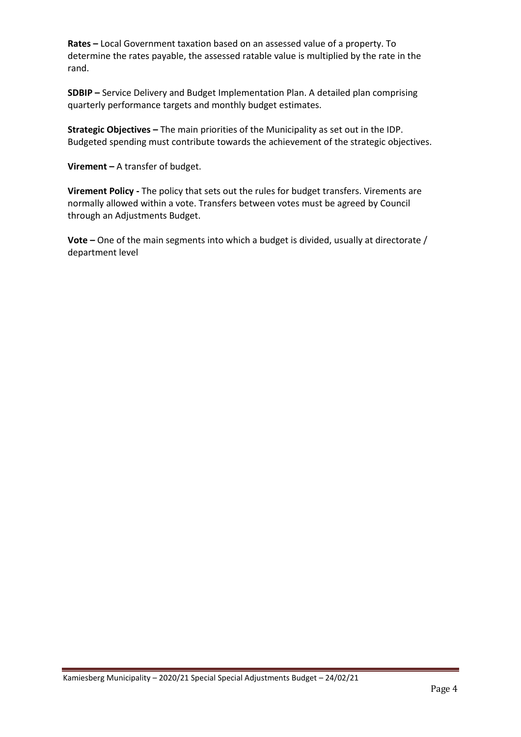**Rates –** Local Government taxation based on an assessed value of a property. To determine the rates payable, the assessed ratable value is multiplied by the rate in the rand.

**SDBIP –** Service Delivery and Budget Implementation Plan. A detailed plan comprising quarterly performance targets and monthly budget estimates.

**Strategic Objectives –** The main priorities of the Municipality as set out in the IDP. Budgeted spending must contribute towards the achievement of the strategic objectives.

**Virement –** A transfer of budget.

**Virement Policy -** The policy that sets out the rules for budget transfers. Virements are normally allowed within a vote. Transfers between votes must be agreed by Council through an Adjustments Budget.

**Vote –** One of the main segments into which a budget is divided, usually at directorate / department level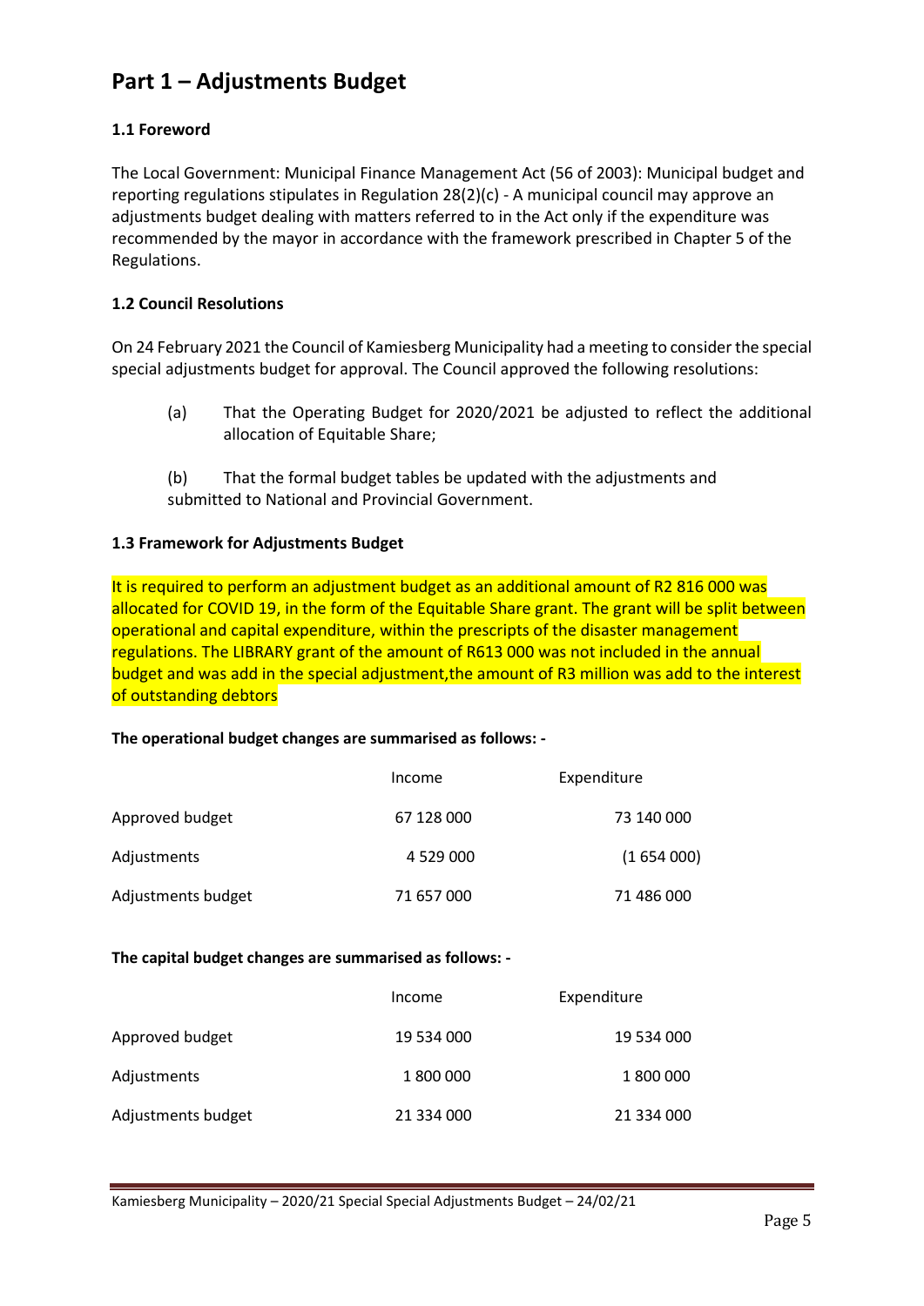# Part 1 – Adjustments Budget

### 1.1 Foreword

The Local Government: Municipal Finance Management Act (56 of 2003): Municipal budget and reporting regulations stipulates in Regulation 28(2)(c) - A municipal council may approve an adjustments budget dealing with matters referred to in the Act only if the expenditure was recommended by the mayor in accordance with the framework prescribed in Chapter 5 of the Regulations.

### 1.2 Council Resolutions

On 24 February 2021 the Council of Kamiesberg Municipality had a meeting to consider the special special adjustments budget for approval. The Council approved the following resolutions:

(a) That the Operating Budget for 2020/2021 be adjusted to reflect the additional allocation of Equitable Share;

(b) That the formal budget tables be updated with the adjustments and submitted to National and Provincial Government.

### 1.3 Framework for Adjustments Budget

It is required to perform an adjustment budget as an additional amount of R2 816 000 was allocated for COVID 19, in the form of the Equitable Share grant. The grant will be split between operational and capital expenditure, within the prescripts of the disaster management regulations. The LIBRARY grant of the amount of R613 000 was not included in the annual budget and was add in the special adjustment,the amount of R3 million was add to the interest of outstanding debtors

**The operational budget changes are summarised as follows: -**

| | Income | Expenditure |
|---|---|---|
| Approved budget | 67 128 000 | 73 140 000 |
| Adjustments | 4 529 000 | (1 654 000) |
| Adjustments budget | 71 657 000 | 71 486 000 |

**The capital budget changes are summarised as follows: -**

| | Income | Expenditure |
|---|---|---|
| Approved budget | 19 534 000 | 19 534 000 |
| Adjustments | 1 800 000 | 1 800 000 |
| Adjustments budget | 21 334 000 | 21 334 000 |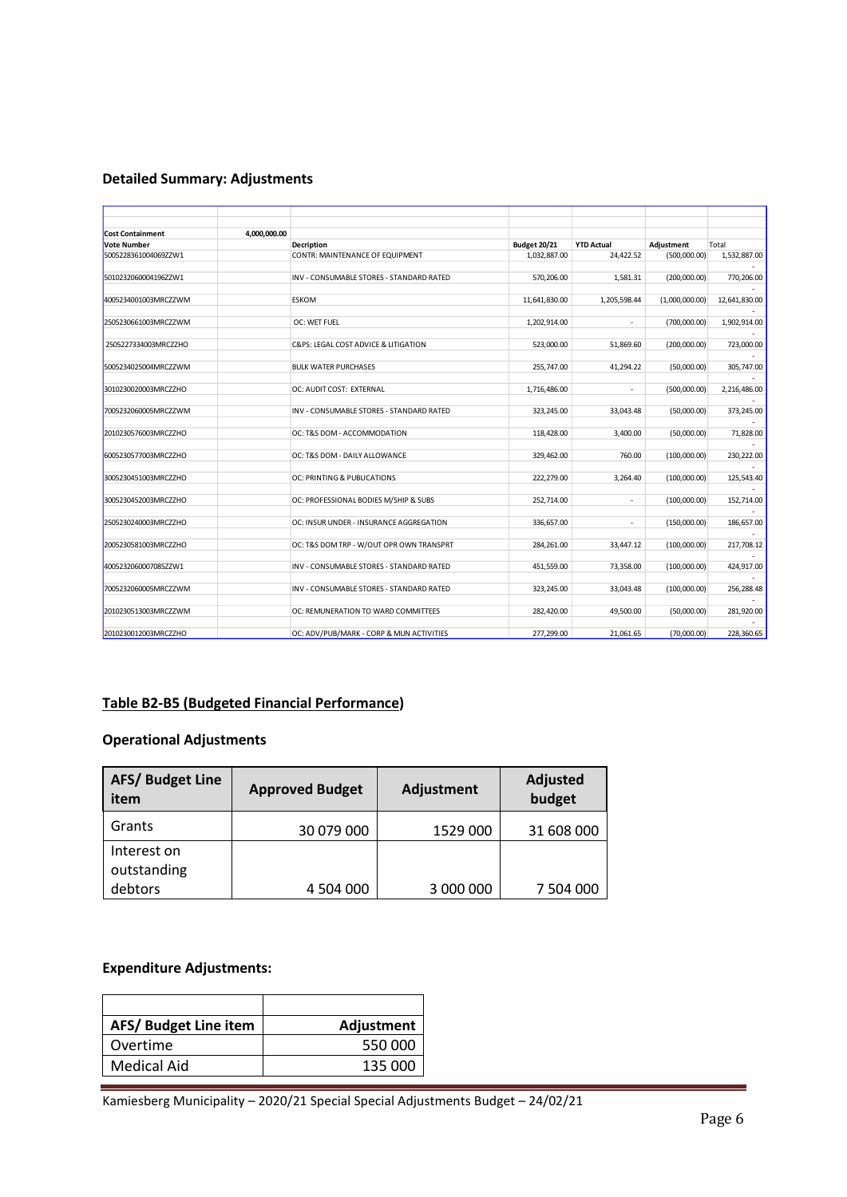### Detailed Summary: Adjustments

| Cost Containment | 4,000,000.00 | | | | | |
|---|---|---|---|---|---|---|
| **Vote Number** | | **Decription** | **Budget 20/21** | **YTD Actual** | **Adjustment** | **Total** |
| 5005228361004069ZZW1 | | CONTR: MAINTENANCE OF EQUIPMENT | 1,032,887.00 | 24,422.52 | (500,000.00) | 1,532,887.00 |
| 5010232060004196ZZW1 | | INV - CONSUMABLE STORES - STANDARD RATED | 570,206.00 | 1,581.31 | (200,000.00) | 770,206.00 |
| 4005234001003MRCZZWM | | ESKOM | 11,641,830.00 | 1,205,598.44 | (1,000,000.00) | 12,641,830.00 |
| 2505230661003MRCZZWM | | OC: WET FUEL | 1,202,914.00 | - | (700,000.00) | 1,902,914.00 |
| 2505227334003MRCZZHO | | C&PS: LEGAL COST ADVICE & LITIGATION | 523,000.00 | 51,869.60 | (200,000.00) | 723,000.00 |
| 5005234025004MRCZZWM | | BULK WATER PURCHASES | 255,747.00 | 41,294.22 | (50,000.00) | 305,747.00 |
| 3010230020003MRCZZHO | | OC: AUDIT COST: EXTERNAL | 1,716,486.00 | - | (500,000.00) | 2,216,486.00 |
| 7005232060005MRCZZWM | | INV - CONSUMABLE STORES - STANDARD RATED | 323,245.00 | 33,043.48 | (50,000.00) | 373,245.00 |
| 2010230576003MRCZZHO | | OC: T&S DOM - ACCOMMODATION | 118,428.00 | 3,400.00 | (50,000.00) | 71,828.00 |
| 6005230577003MRCZZHO | | OC: T&S DOM - DAILY ALLOWANCE | 329,462.00 | 760.00 | (100,000.00) | 230,222.00 |
| 3005230451003MRCZZHO | | OC: PRINTING & PUBLICATIONS | 222,279.00 | 3,264.40 | (100,000.00) | 125,543.40 |
| 3005230452003MRCZZHO | | OC: PROFESSIONAL BODIES M/SHIP & SUBS | 252,714.00 | - | (100,000.00) | 152,714.00 |
| 2505230240003MRCZZHO | | OC: INSUR UNDER - INSURANCE AGGREGATION | 336,657.00 | - | (150,000.00) | 186,657.00 |
| 2005230581003MRCZZHO | | OC: T&S DOM TRP - W/OUT OPR OWN TRANSPRT | 284,261.00 | 33,447.12 | (100,000.00) | 217,708.12 |
| 4005232060007085ZZW1 | | INV - CONSUMABLE STORES - STANDARD RATED | 451,559.00 | 73,358.00 | (100,000.00) | 424,917.00 |
| 7005232060005MRCZZWM | | INV - CONSUMABLE STORES - STANDARD RATED | 323,245.00 | 33,043.48 | (100,000.00) | 256,288.48 |
| 2010230513003MRCZZWM | | OC: REMUNERATION TO WARD COMMITTEES | 282,420.00 | 49,500.00 | (50,000.00) | 281,920.00 |
| 2010230012003MRCZZHO | | OC: ADV/PUB/MARK - CORP & MUN ACTIVITIES | 277,299.00 | 21,061.65 | (70,000.00) | 228,360.65 |

### Table B2-B5 (Budgeted Financial Performance)

### Operational Adjustments

| AFS/ Budget Line item | Approved Budget | Adjustment | Adjusted budget |
|---|---|---|---|
| Grants | 30 079 000 | 1529 000 | 31 608 000 |
| Interest on outstanding debtors | 4 504 000 | 3 000 000 | 7 504 000 |

### Expenditure Adjustments:

| | |
|---|---|
| **AFS/ Budget Line item** | **Adjustment** |
| Overtime | 550 000 |
| Medical Aid | 135 000 |

Kamiesberg Municipality – 2020/21 Special Special Adjustments Budget – 24/02/21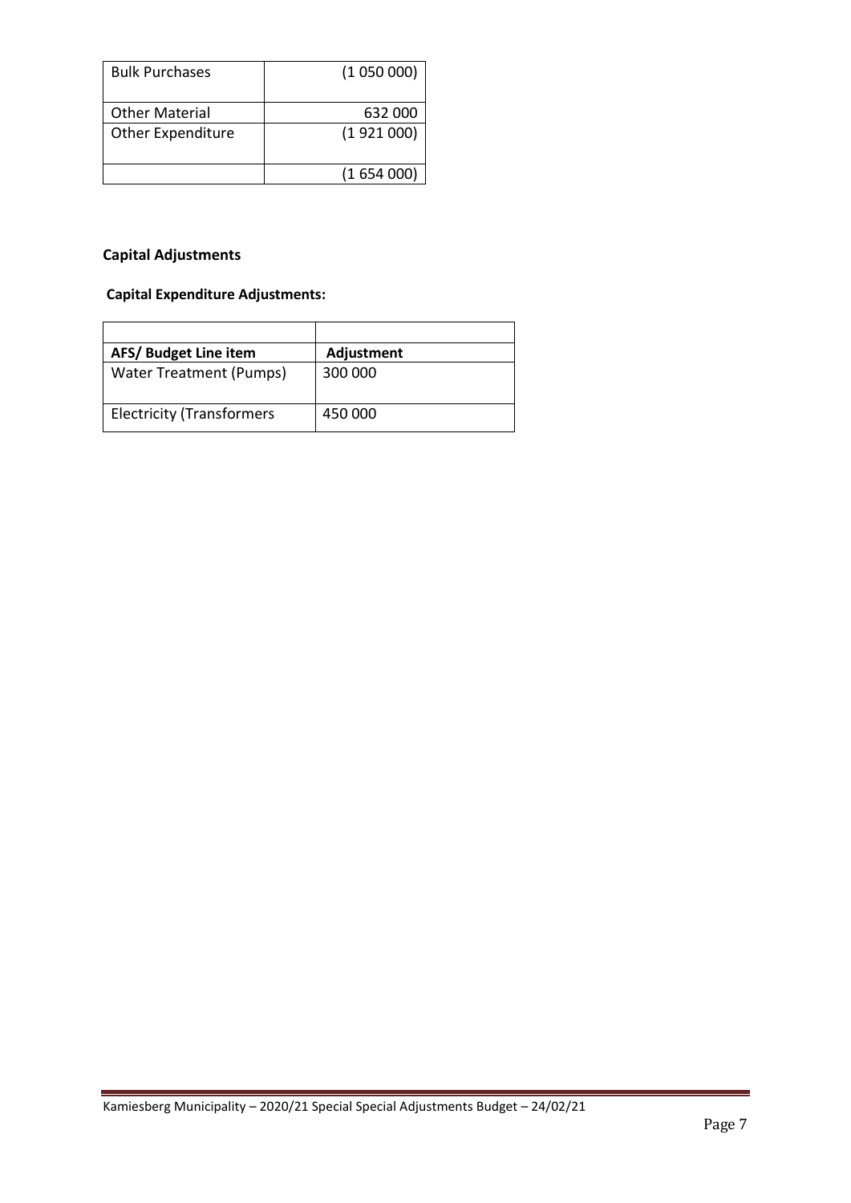| Bulk Purchases | (1 050 000) |
|---|---|
| Other Material | 632 000 |
| Other Expenditure | (1 921 000) |
| | (1 654 000) |

## Capital Adjustments

### Capital Expenditure Adjustments:

| | |
|---|---|
| **AFS/ Budget Line item** | **Adjustment** |
| Water Treatment (Pumps) | 300 000 |
| Electricity (Transformers | 450 000 |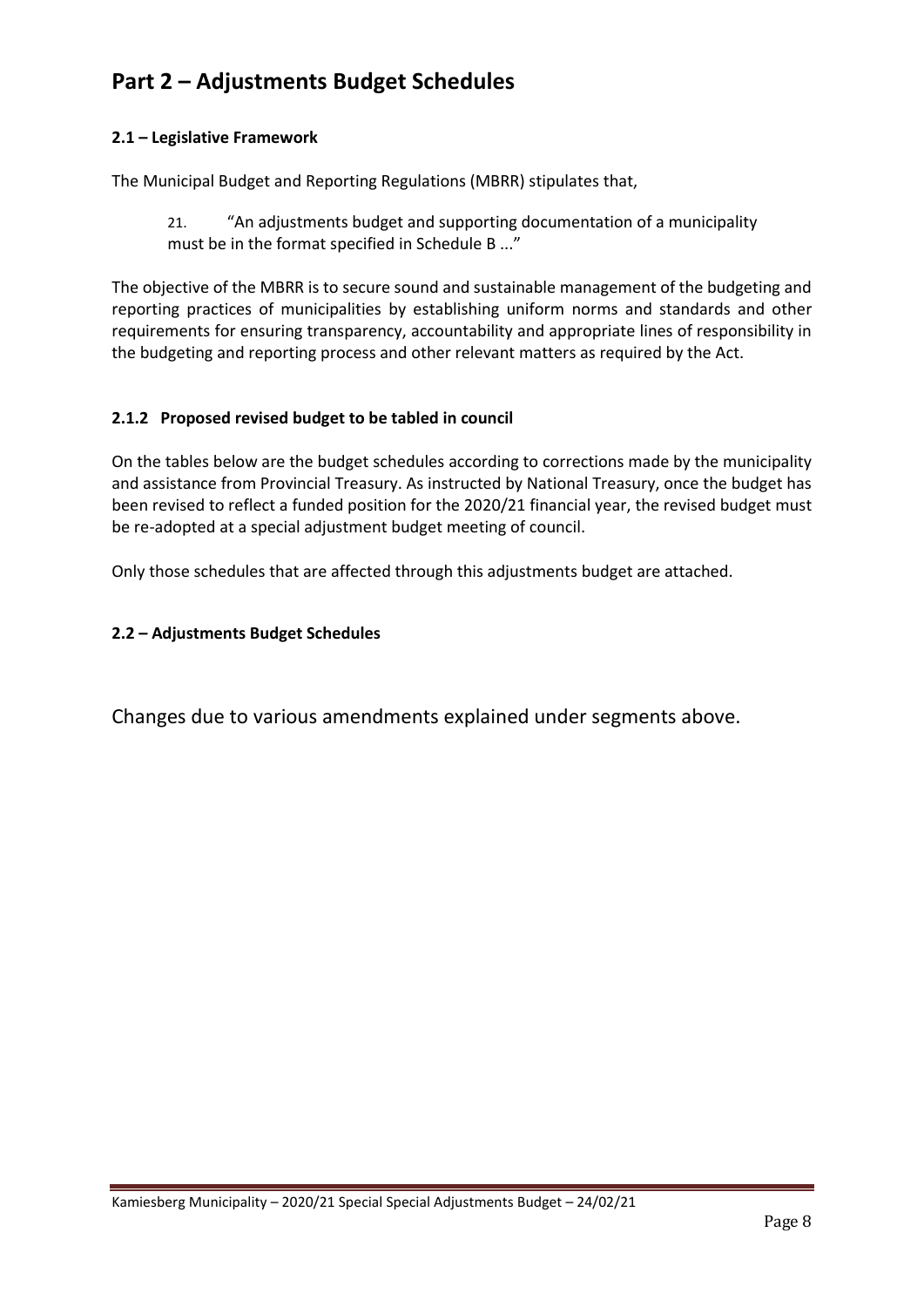# Part 2 – Adjustments Budget Schedules

### 2.1 – Legislative Framework

The Municipal Budget and Reporting Regulations (MBRR) stipulates that,

> 21. "An adjustments budget and supporting documentation of a municipality must be in the format specified in Schedule B ..."

The objective of the MBRR is to secure sound and sustainable management of the budgeting and reporting practices of municipalities by establishing uniform norms and standards and other requirements for ensuring transparency, accountability and appropriate lines of responsibility in the budgeting and reporting process and other relevant matters as required by the Act.

### 2.1.2 Proposed revised budget to be tabled in council

On the tables below are the budget schedules according to corrections made by the municipality and assistance from Provincial Treasury. As instructed by National Treasury, once the budget has been revised to reflect a funded position for the 2020/21 financial year, the revised budget must be re-adopted at a special adjustment budget meeting of council.

Only those schedules that are affected through this adjustments budget are attached.

### 2.2 – Adjustments Budget Schedules

Changes due to various amendments explained under segments above.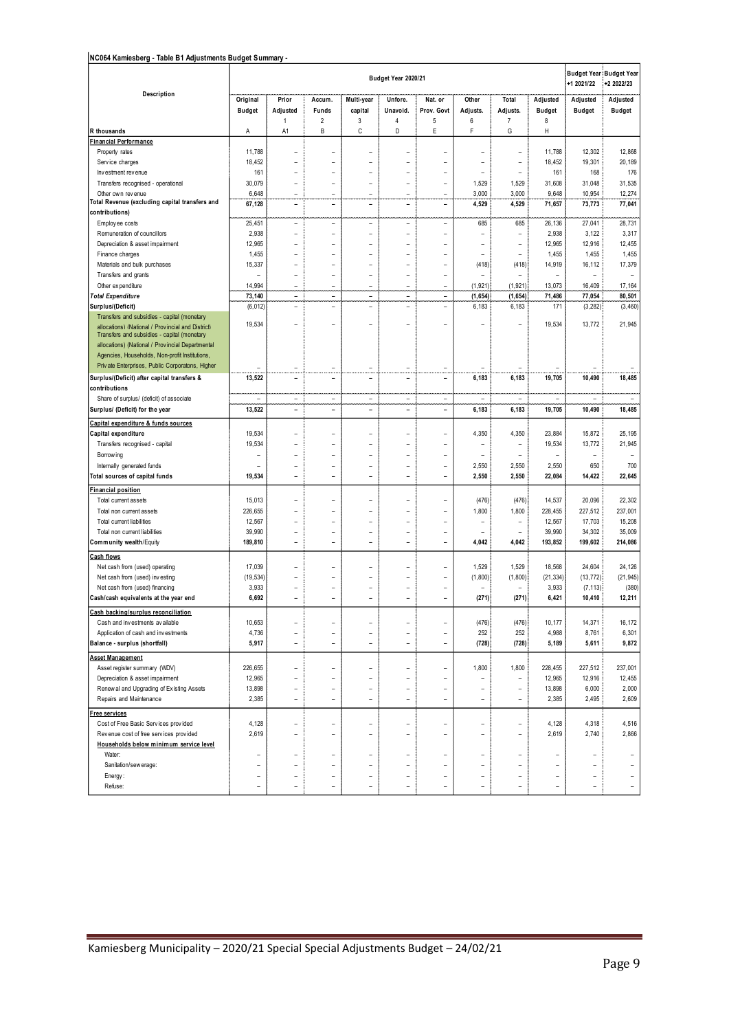**NC064 Kamiesberg - Table B1 Adjustments Budget Summary -**

| Description | Budget Year 2020/21 | | | | | | | | | Budget Year +1 2021/22 | Budget Year +2 2022/23 |
|---|---|---|---|---|---|---|---|---|---|---|---|
| | Original Budget | Prior Adjusted 1 | Accum. Funds 2 | Multi-year capital 3 | Unfore. Unavoid. 4 | Nat. or Prov. Govt 5 | Other Adjusts. 6 | Total Adjusts. 7 | Adjusted Budget 8 | Adjusted Budget | Adjusted Budget |
| R thousands | A | A1 | B | C | D | E | F | G | H | | |
| **Financial Performance** | | | | | | | | | | | |
| Property rates | 11,788 | – | – | – | – | – | – | – | 11,788 | 12,302 | 12,868 |
| Service charges | 18,452 | – | – | – | – | – | – | – | 18,452 | 19,301 | 20,189 |
| Investment revenue | 161 | – | – | – | – | – | – | – | 161 | 168 | 176 |
| Transfers recognised - operational | 30,079 | – | – | – | – | – | 1,529 | 1,529 | 31,608 | 31,048 | 31,535 |
| Other own revenue | 6,648 | – | – | – | – | – | 3,000 | 3,000 | 9,648 | 10,954 | 12,274 |
| **Total Revenue (excluding capital transfers and contributions)** | 67,128 | – | – | – | – | – | 4,529 | 4,529 | 71,657 | 73,773 | 77,041 |
| Employee costs | 25,451 | – | – | – | – | – | 685 | 685 | 26,136 | 27,041 | 28,731 |
| Remuneration of councillors | 2,938 | – | – | – | – | – | – | – | 2,938 | 3,122 | 3,317 |
| Depreciation & asset impairment | 12,965 | – | – | – | – | – | – | – | 12,965 | 12,916 | 12,455 |
| Finance charges | 1,455 | – | – | – | – | – | – | – | 1,455 | 1,455 | 1,455 |
| Materials and bulk purchases | 15,337 | – | – | – | – | – | (418) | (418) | 14,919 | 16,112 | 17,379 |
| Transfers and grants | – | – | – | – | – | – | – | – | – | – | – |
| Other expenditure | 14,994 | – | – | – | – | – | (1,921) | (1,921) | 13,073 | 16,409 | 17,164 |
| ***Total Expenditure*** | 73,140 | – | – | – | – | – | (1,654) | (1,654) | 71,486 | 77,054 | 80,501 |
| **Surplus/(Deficit)** | (6,012) | – | – | – | – | – | 6,183 | 6,183 | 171 | (3,282) | (3,460) |
| Transfers and subsidies - capital (monetary allocations) (National / Provincial and District) | 19,534 | – | – | – | – | – | – | – | 19,534 | 13,772 | 21,945 |
| Transfers and subsidies - capital (monetary allocations) (National / Provincial Departmental Agencies, Households, Non-profit Institutions, Private Enterprises, Public Corporatons, Higher | – | – | – | – | – | – | – | – | – | – | – |
| **Surplus/(Deficit) after capital transfers & contributions** | 13,522 | – | – | – | – | – | 6,183 | 6,183 | 19,705 | 10,490 | 18,485 |
| Share of surplus/ (deficit) of associate | – | – | – | – | – | – | – | – | – | – | – |
| **Surplus/ (Deficit) for the year** | 13,522 | – | – | – | – | – | 6,183 | 6,183 | 19,705 | 10,490 | 18,485 |
| **Capital expenditure & funds sources** | | | | | | | | | | | |
| **Capital expenditure** | 19,534 | – | – | – | – | – | 4,350 | 4,350 | 23,884 | 15,872 | 25,195 |
| Transfers recognised - capital | 19,534 | – | – | – | – | – | – | – | 19,534 | 13,772 | 21,945 |
| Borrowing | – | – | – | – | – | – | – | – | – | – | – |
| Internally generated funds | – | – | – | – | – | – | 2,550 | 2,550 | 2,550 | 650 | 700 |
| **Total sources of capital funds** | 19,534 | – | – | – | – | – | 2,550 | 2,550 | 22,084 | 14,422 | 22,645 |
| **Financial position** | | | | | | | | | | | |
| Total current assets | 15,013 | – | – | – | – | – | (476) | (476) | 14,537 | 20,096 | 22,302 |
| Total non current assets | 226,655 | – | – | – | – | – | 1,800 | 1,800 | 228,455 | 227,512 | 237,001 |
| Total current liabilities | 12,567 | – | – | – | – | – | – | – | 12,567 | 17,703 | 15,208 |
| Total non current liabilities | 39,990 | – | – | – | – | – | – | – | 39,990 | 34,302 | 35,009 |
| **Community wealth/Equity** | 189,810 | – | – | – | – | – | 4,042 | 4,042 | 193,852 | 199,602 | 214,086 |
| **Cash flows** | | | | | | | | | | | |
| Net cash from (used) operating | 17,039 | – | – | – | – | – | 1,529 | 1,529 | 18,568 | 24,604 | 24,126 |
| Net cash from (used) investing | (19,534) | – | – | – | – | – | (1,800) | (1,800) | (21,334) | (13,772) | (21,945) |
| Net cash from (used) financing | 3,933 | – | – | – | – | – | – | – | 3,933 | (7,113) | (380) |
| **Cash/cash equivalents at the year end** | 6,692 | – | – | – | – | – | (271) | (271) | 6,421 | 10,410 | 12,211 |
| **Cash backing/surplus reconciliation** | | | | | | | | | | | |
| Cash and investments available | 10,653 | – | – | – | – | – | (476) | (476) | 10,177 | 14,371 | 16,172 |
| Application of cash and investments | 4,736 | – | – | – | – | – | 252 | 252 | 4,988 | 8,761 | 6,301 |
| **Balance - surplus (shortfall)** | 5,917 | – | – | – | – | – | (728) | (728) | 5,189 | 5,611 | 9,872 |
| **Asset Management** | | | | | | | | | | | |
| Asset register summary (WDV) | 226,655 | – | – | – | – | – | 1,800 | 1,800 | 228,455 | 227,512 | 237,001 |
| Depreciation & asset impairment | 12,965 | – | – | – | – | – | – | – | 12,965 | 12,916 | 12,455 |
| Renewal and Upgrading of Existing Assets | 13,898 | – | – | – | – | – | – | – | 13,898 | 6,000 | 2,000 |
| Repairs and Maintenance | 2,385 | – | – | – | – | – | – | – | 2,385 | 2,495 | 2,609 |
| **Free services** | | | | | | | | | | | |
| Cost of Free Basic Services provided | 4,128 | – | – | – | – | – | – | – | 4,128 | 4,318 | 4,516 |
| Revenue cost of free services provided | 2,619 | – | – | – | – | – | – | – | 2,619 | 2,740 | 2,866 |
| **Households below minimum service level** | | | | | | | | | | | |
| Water: | – | – | – | – | – | – | – | – | – | – | – |
| Sanitation/sewerage: | – | – | – | – | – | – | – | – | – | – | – |
| Energy: | – | – | – | – | – | – | – | – | – | – | – |
| Refuse: | – | – | – | – | – | – | – | – | – | – | – |

Kamiesberg Municipality – 2020/21 Special Special Adjustments Budget – 24/02/21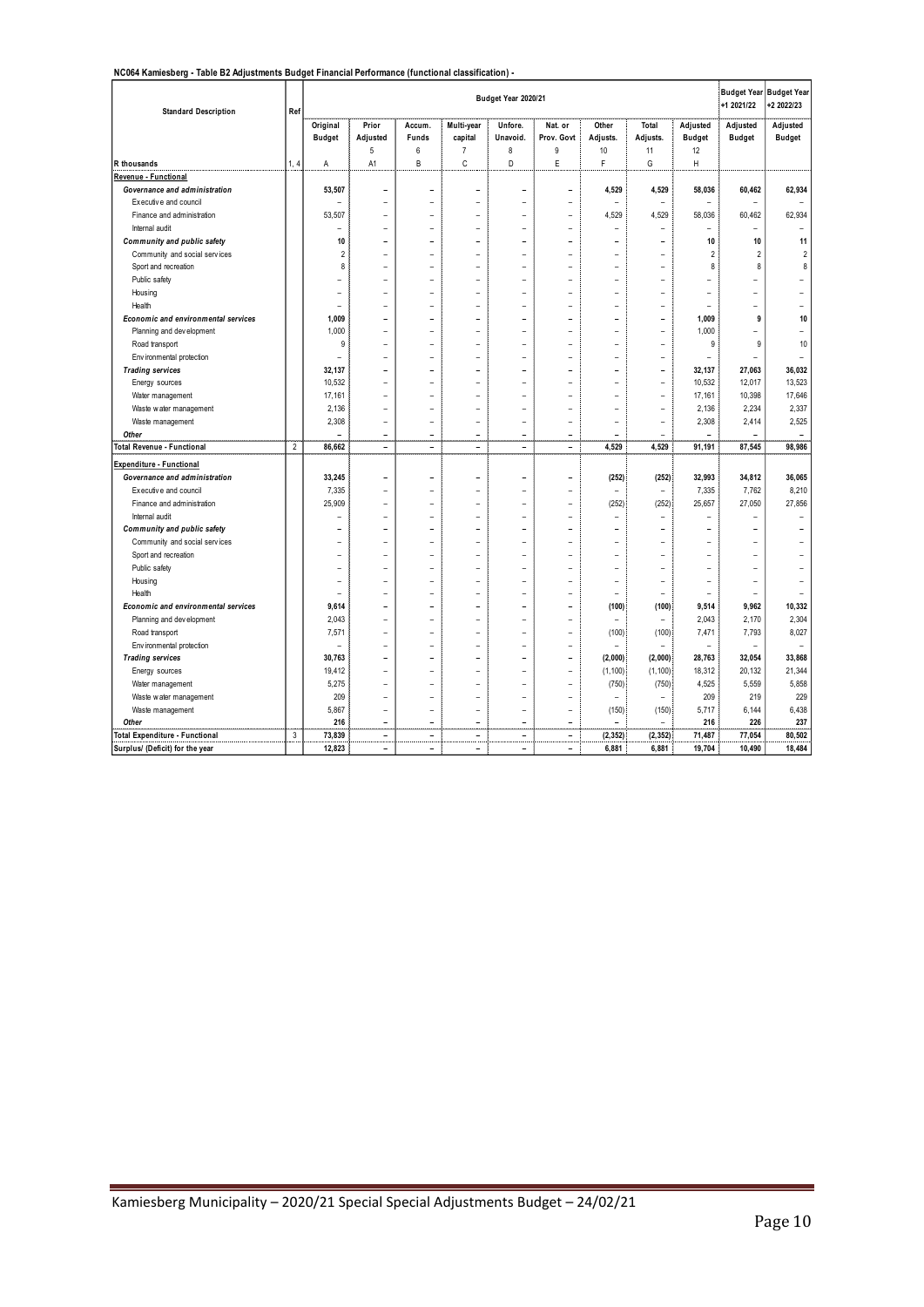**NC064 Kamiesberg - Table B2 Adjustments Budget Financial Performance (functional classification) -**

| Standard Description | Ref | Budget Year 2020/21 | | | | | | | | | Budget Year +1 2021/22 | Budget Year +2 2022/23 |
|---|---|---|---|---|---|---|---|---|---|---|---|---|
| | | Original Budget | Prior Adjusted | Accum. Funds | Multi-year capital | Unfore. Unavoid. | Nat. or Prov. Govt | Other Adjusts. | Total Adjusts. | Adjusted Budget | Adjusted Budget | Adjusted Budget |
| | | | 5 | 6 | 7 | 8 | 9 | 10 | 11 | 12 | | |
| R thousands | 1, 4 | A | A1 | B | C | D | E | F | G | H | | |
| **Revenue - Functional** | | | | | | | | | | | | |
| ***Governance and administration*** | | **53,507** | **–** | **–** | **–** | **–** | **–** | **4,529** | **4,529** | **58,036** | **60,462** | **62,934** |
| Executive and council | | – | – | – | – | – | – | – | – | – | – | – |
| Finance and administration | | 53,507 | – | – | – | – | – | 4,529 | 4,529 | 58,036 | 60,462 | 62,934 |
| Internal audit | | – | – | – | – | – | – | – | – | – | – | – |
| ***Community and public safety*** | | **10** | **–** | **–** | **–** | **–** | **–** | **–** | **–** | **10** | **10** | **11** |
| Community and social services | | 2 | – | – | – | – | – | – | – | 2 | 2 | 2 |
| Sport and recreation | | 8 | – | – | – | – | – | – | – | 8 | 8 | 8 |
| Public safety | | – | – | – | – | – | – | – | – | – | – | – |
| Housing | | – | – | – | – | – | – | – | – | – | – | – |
| Health | | – | – | – | – | – | – | – | – | – | – | – |
| ***Economic and environmental services*** | | **1,009** | **–** | **–** | **–** | **–** | **–** | **–** | **–** | **1,009** | **9** | **10** |
| Planning and development | | 1,000 | – | – | – | – | – | – | – | 1,000 | – | – |
| Road transport | | 9 | – | – | – | – | – | – | – | 9 | 9 | 10 |
| Environmental protection | | – | – | – | – | – | – | – | – | – | – | – |
| ***Trading services*** | | **32,137** | **–** | **–** | **–** | **–** | **–** | **–** | **–** | **32,137** | **27,063** | **36,032** |
| Energy sources | | 10,532 | – | – | – | – | – | – | – | 10,532 | 12,017 | 13,523 |
| Water management | | 17,161 | – | – | – | – | – | – | – | 17,161 | 10,398 | 17,646 |
| Waste water management | | 2,136 | – | – | – | – | – | – | – | 2,136 | 2,234 | 2,337 |
| Waste management | | 2,308 | – | – | – | – | – | – | – | 2,308 | 2,414 | 2,525 |
| ***Other*** | | **–** | **–** | **–** | **–** | **–** | **–** | **–** | – | **–** | **–** | **–** |
| **Total Revenue - Functional** | 2 | **86,662** | **–** | **–** | **–** | **–** | **–** | **4,529** | **4,529** | **91,191** | **87,545** | **98,986** |
| **Expenditure - Functional** | | | | | | | | | | | | |
| ***Governance and administration*** | | **33,245** | **–** | **–** | **–** | **–** | **–** | **(252)** | **(252)** | **32,993** | **34,812** | **36,065** |
| Executive and council | | 7,335 | – | – | – | – | – | – | – | 7,335 | 7,762 | 8,210 |
| Finance and administration | | 25,909 | – | – | – | – | – | (252) | (252) | 25,657 | 27,050 | 27,856 |
| Internal audit | | – | – | – | – | – | – | – | – | – | – | – |
| ***Community and public safety*** | | **–** | **–** | **–** | **–** | **–** | **–** | **–** | **–** | **–** | **–** | **–** |
| Community and social services | | – | – | – | – | – | – | – | – | – | – | – |
| Sport and recreation | | – | – | – | – | – | – | – | – | – | – | – |
| Public safety | | – | – | – | – | – | – | – | – | – | – | – |
| Housing | | – | – | – | – | – | – | – | – | – | – | – |
| Health | | – | – | – | – | – | – | – | – | – | – | – |
| ***Economic and environmental services*** | | **9,614** | **–** | **–** | **–** | **–** | **–** | **(100)** | **(100)** | **9,514** | **9,962** | **10,332** |
| Planning and development | | 2,043 | – | – | – | – | – | – | – | 2,043 | 2,170 | 2,304 |
| Road transport | | 7,571 | – | – | – | – | – | (100) | (100) | 7,471 | 7,793 | 8,027 |
| Environmental protection | | – | – | – | – | – | – | – | – | – | – | – |
| ***Trading services*** | | **30,763** | **–** | **–** | **–** | **–** | **–** | **(2,000)** | **(2,000)** | **28,763** | **32,054** | **33,868** |
| Energy sources | | 19,412 | – | – | – | – | – | (1,100) | (1,100) | 18,312 | 20,132 | 21,344 |
| Water management | | 5,275 | – | – | – | – | – | (750) | (750) | 4,525 | 5,559 | 5,858 |
| Waste water management | | 209 | – | – | – | – | – | – | – | 209 | 219 | 229 |
| Waste management | | 5,867 | – | – | – | – | – | (150) | (150) | 5,717 | 6,144 | 6,438 |
| ***Other*** | | **216** | **–** | **–** | **–** | **–** | **–** | **–** | – | **216** | **226** | **237** |
| **Total Expenditure - Functional** | 3 | **73,839** | **–** | **–** | **–** | **–** | **–** | **(2,352)** | **(2,352)** | **71,487** | **77,054** | **80,502** |
| **Surplus/ (Deficit) for the year** | | **12,823** | **–** | **–** | **–** | **–** | **–** | **6,881** | **6,881** | **19,704** | **10,490** | **18,484** |

Kamiesberg Municipality – 2020/21 Special Special Adjustments Budget – 24/02/21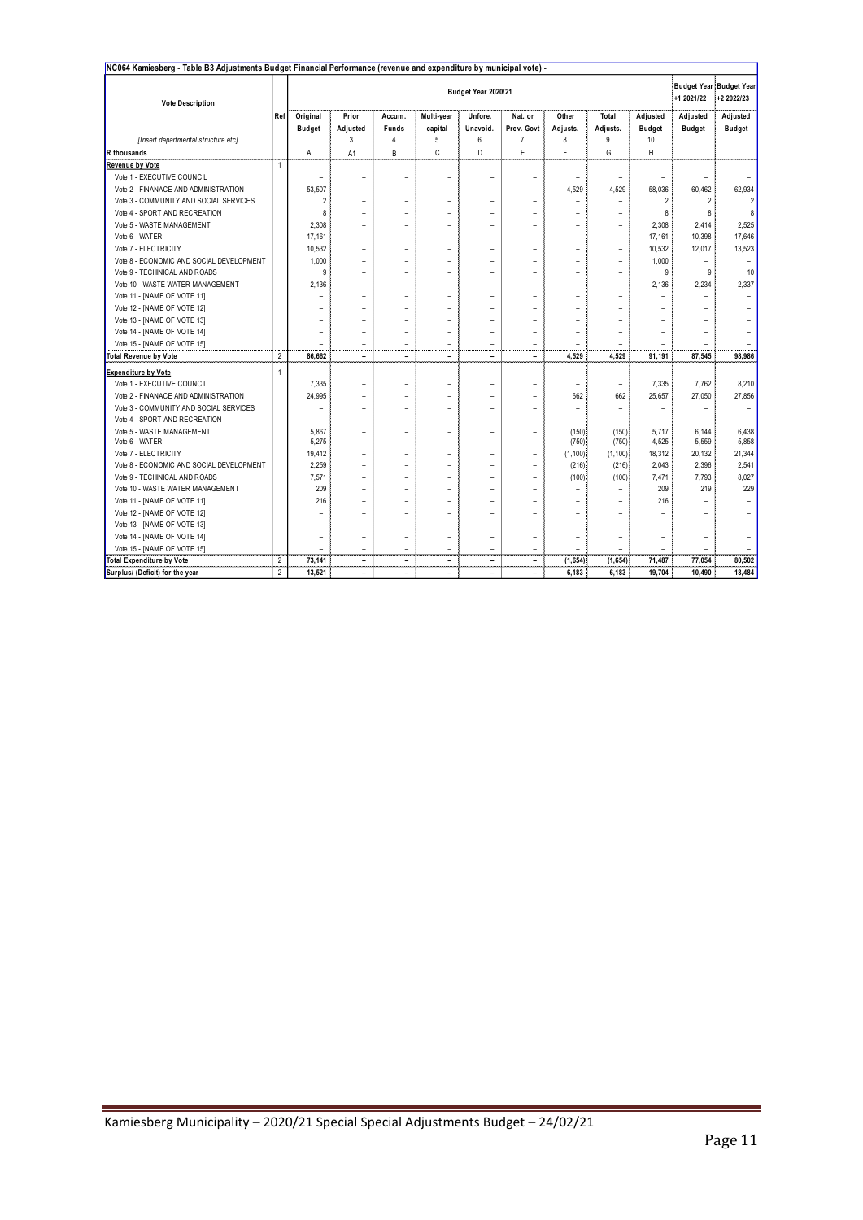**NC064 Kamiesberg - Table B3 Adjustments Budget Financial Performance (revenue and expenditure by municipal vote) -**

| Vote Description | Ref | Budget Year 2020/21 | | | | | | | | | Budget Year +1 2021/22 | Budget Year +2 2022/23 |
|---|---|---|---|---|---|---|---|---|---|---|---|---|
| | | Original Budget | Prior Adjusted | Accum. Funds | Multi-year capital | Unfore. Unavoid. | Nat. or Prov. Govt | Other Adjusts. | Total Adjusts. | Adjusted Budget | Adjusted Budget | Adjusted Budget |
| *[Insert departmental structure etc]* | | | 3 | 4 | 5 | 6 | 7 | 8 | 9 | 10 | | |
| **R thousands** | | A | A1 | B | C | D | E | F | G | H | | |
| **Revenue by Vote** | 1 | | | | | | | | | | | |
| Vote 1 - EXECUTIVE COUNCIL | | – | – | – | – | – | – | – | – | – | – | – |
| Vote 2 - FINANACE AND ADMINISTRATION | | 53,507 | – | – | – | – | – | 4,529 | 4,529 | 58,036 | 60,462 | 62,934 |
| Vote 3 - COMMUNITY AND SOCIAL SERVICES | | 2 | – | – | – | – | – | – | – | 2 | 2 | 2 |
| Vote 4 - SPORT AND RECREATION | | 8 | – | – | – | – | – | – | – | 8 | 8 | 8 |
| Vote 5 - WASTE MANAGEMENT | | 2,308 | – | – | – | – | – | – | – | 2,308 | 2,414 | 2,525 |
| Vote 6 - WATER | | 17,161 | – | – | – | – | – | – | – | 17,161 | 10,398 | 17,646 |
| Vote 7 - ELECTRICITY | | 10,532 | – | – | – | – | – | – | – | 10,532 | 12,017 | 13,523 |
| Vote 8 - ECONOMIC AND SOCIAL DEVELOPMENT | | 1,000 | – | – | – | – | – | – | – | 1,000 | – | – |
| Vote 9 - TECHINICAL AND ROADS | | 9 | – | – | – | – | – | – | – | 9 | 9 | 10 |
| Vote 10 - WASTE WATER MANAGEMENT | | 2,136 | – | – | – | – | – | – | – | 2,136 | 2,234 | 2,337 |
| Vote 11 - [NAME OF VOTE 11] | | – | – | – | – | – | – | – | – | – | – | – |
| Vote 12 - [NAME OF VOTE 12] | | – | – | – | – | – | – | – | – | – | – | – |
| Vote 13 - [NAME OF VOTE 13] | | – | – | – | – | – | – | – | – | – | – | – |
| Vote 14 - [NAME OF VOTE 14] | | – | – | – | – | – | – | – | – | – | – | – |
| Vote 15 - [NAME OF VOTE 15] | | – | – | – | – | – | – | – | – | – | – | – |
| **Total Revenue by Vote** | 2 | **86,662** | **–** | **–** | **–** | **–** | **–** | **4,529** | **4,529** | **91,191** | **87,545** | **98,986** |
| **Expenditure by Vote** | 1 | | | | | | | | | | | |
| Vote 1 - EXECUTIVE COUNCIL | | 7,335 | – | – | – | – | – | – | – | 7,335 | 7,762 | 8,210 |
| Vote 2 - FINANACE AND ADMINISTRATION | | 24,995 | – | – | – | – | – | 662 | 662 | 25,657 | 27,050 | 27,856 |
| Vote 3 - COMMUNITY AND SOCIAL SERVICES | | – | – | – | – | – | – | – | – | – | – | – |
| Vote 4 - SPORT AND RECREATION | | – | – | – | – | – | – | – | – | – | – | – |
| Vote 5 - WASTE MANAGEMENT | | 5,867 | – | – | – | – | – | (150) | (150) | 5,717 | 6,144 | 6,438 |
| Vote 6 - WATER | | 5,275 | – | – | – | – | – | (750) | (750) | 4,525 | 5,559 | 5,858 |
| Vote 7 - ELECTRICITY | | 19,412 | – | – | – | – | – | (1,100) | (1,100) | 18,312 | 20,132 | 21,344 |
| Vote 8 - ECONOMIC AND SOCIAL DEVELOPMENT | | 2,259 | – | – | – | – | – | (216) | (216) | 2,043 | 2,396 | 2,541 |
| Vote 9 - TECHINICAL AND ROADS | | 7,571 | – | – | – | – | – | (100) | (100) | 7,471 | 7,793 | 8,027 |
| Vote 10 - WASTE WATER MANAGEMENT | | 209 | – | – | – | – | – | – | – | 209 | 219 | 229 |
| Vote 11 - [NAME OF VOTE 11] | | 216 | – | – | – | – | – | – | – | 216 | – | – |
| Vote 12 - [NAME OF VOTE 12] | | – | – | – | – | – | – | – | – | – | – | – |
| Vote 13 - [NAME OF VOTE 13] | | – | – | – | – | – | – | – | – | – | – | – |
| Vote 14 - [NAME OF VOTE 14] | | – | – | – | – | – | – | – | – | – | – | – |
| Vote 15 - [NAME OF VOTE 15] | | – | – | – | – | – | – | – | – | – | – | – |
| **Total Expenditure by Vote** | 2 | **73,141** | **–** | **–** | **–** | **–** | **–** | **(1,654)** | **(1,654)** | **71,487** | **77,054** | **80,502** |
| **Surplus/ (Deficit) for the year** | 2 | **13,521** | **–** | **–** | **–** | **–** | **–** | **6,183** | **6,183** | **19,704** | **10,490** | **18,484** |

Kamiesberg Municipality – 2020/21 Special Special Adjustments Budget – 24/02/21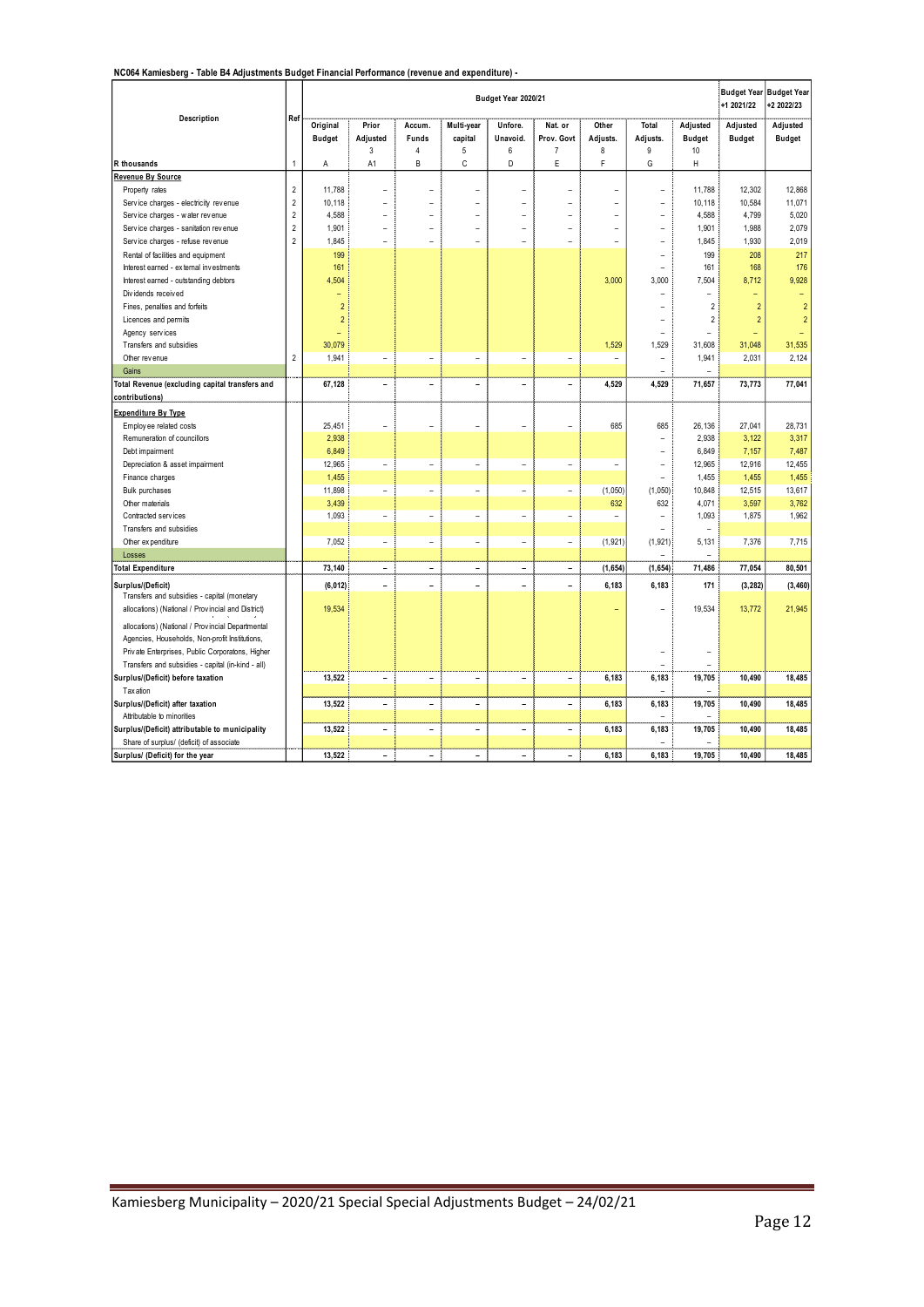**NC064 Kamiesberg - Table B4 Adjustments Budget Financial Performance (revenue and expenditure) -**

| Description | Ref | Budget Year 2020/21 | | | | | | | | | Budget Year +1 2021/22 | Budget Year +2 2022/23 |
|---|---|---|---|---|---|---|---|---|---|---|---|---|
| | | Original Budget | Prior Adjusted 3 | Accum. Funds 4 | Multi-year capital 5 | Unfore. Unavoid. 6 | Nat. or Prov. Govt 7 | Other Adjusts. 8 | Total Adjusts. 9 | Adjusted Budget 10 | Adjusted Budget | Adjusted Budget |
| R thousands | 1 | A | A1 | B | C | D | E | F | G | H | | |
| **Revenue By Source** | | | | | | | | | | | | |
| Property rates | 2 | 11,788 | – | – | – | – | – | – | – | 11,788 | 12,302 | 12,868 |
| Service charges - electricity revenue | 2 | 10,118 | – | – | – | – | – | – | – | 10,118 | 10,584 | 11,071 |
| Service charges - water revenue | 2 | 4,588 | – | – | – | – | – | – | – | 4,588 | 4,799 | 5,020 |
| Service charges - sanitation revenue | 2 | 1,901 | – | – | – | – | – | – | – | 1,901 | 1,988 | 2,079 |
| Service charges - refuse revenue | 2 | 1,845 | – | – | – | – | – | – | – | 1,845 | 1,930 | 2,019 |
| Rental of facilities and equipment | | 199 | | | | | | | – | 199 | 208 | 217 |
| Interest earned - external investments | | 161 | | | | | | | – | 161 | 168 | 176 |
| Interest earned - outstanding debtors | | 4,504 | | | | | | 3,000 | 3,000 | 7,504 | 8,712 | 9,928 |
| Dividends received | | – | | | | | | | – | – | – | – |
| Fines, penalties and forfeits | | 2 | | | | | | | – | 2 | 2 | 2 |
| Licences and permits | | 2 | | | | | | | – | 2 | 2 | 2 |
| Agency services | | – | | | | | | | – | – | – | – |
| Transfers and subsidies | | 30,079 | | | | | | 1,529 | 1,529 | 31,608 | 31,048 | 31,535 |
| Other revenue | 2 | 1,941 | – | – | – | – | – | – | – | 1,941 | 2,031 | 2,124 |
| Gains | | | | | | | | | | – | | |
| **Total Revenue (excluding capital transfers and contributions)** | | **67,128** | **–** | **–** | **–** | **–** | **–** | **4,529** | **4,529** | **71,657** | **73,773** | **77,041** |
| **Expenditure By Type** | | | | | | | | | | | | |
| Employee related costs | | 25,451 | – | – | – | – | – | 685 | 685 | 26,136 | 27,041 | 28,731 |
| Remuneration of councillors | | 2,938 | | | | | | | – | 2,938 | 3,122 | 3,317 |
| Debt impairment | | 6,849 | | | | | | | – | 6,849 | 7,157 | 7,487 |
| Depreciation & asset impairment | | 12,965 | – | – | – | – | – | – | – | 12,965 | 12,916 | 12,455 |
| Finance charges | | 1,455 | | | | | | | – | 1,455 | 1,455 | 1,455 |
| Bulk purchases | | 11,898 | – | – | – | – | – | (1,050) | (1,050) | 10,848 | 12,515 | 13,617 |
| Other materials | | 3,439 | | | | | | 632 | 632 | 4,071 | 3,597 | 3,762 |
| Contracted services | | 1,093 | – | – | – | – | – | – | – | 1,093 | 1,875 | 1,962 |
| Transfers and subsidies | | | | | | | | | – | – | | |
| Other expenditure | | 7,052 | – | – | – | – | – | (1,921) | (1,921) | 5,131 | 7,376 | 7,715 |
| Losses | | | | | | | | | – | – | | |
| **Total Expenditure** | | **73,140** | **–** | **–** | **–** | **–** | **–** | **(1,654)** | **(1,654)** | **71,486** | **77,054** | **80,501** |
| **Surplus/(Deficit)** | | **(6,012)** | **–** | **–** | **–** | **–** | **–** | **6,183** | **6,183** | **171** | **(3,282)** | **(3,460)** |
| Transfers and subsidies - capital (monetary allocations) (National / Provincial and District) | | 19,534 | | | | | | – | – | 19,534 | 13,772 | 21,945 |
| Transfers and subsidies - capital (monetary allocations) (National / Provincial Departmental Agencies, Households, Non-profit Institutions, Private Enterprises, Public Corporatons, Higher | | | | | | | | | – | – | | |
| Transfers and subsidies - capital (in-kind - all) | | | | | | | | | – | – | | |
| **Surplus/(Deficit) before taxation** | | **13,522** | **–** | **–** | **–** | **–** | **–** | **6,183** | **6,183** | **19,705** | **10,490** | **18,485** |
| Taxation | | | | | | | | | – | – | | |
| **Surplus/(Deficit) after taxation** | | **13,522** | **–** | **–** | **–** | **–** | **–** | **6,183** | **6,183** | **19,705** | **10,490** | **18,485** |
| Attributable to minorities | | | | | | | | | – | – | | |
| **Surplus/(Deficit) attributable to municipality** | | **13,522** | **–** | **–** | **–** | **–** | **–** | **6,183** | **6,183** | **19,705** | **10,490** | **18,485** |
| Share of surplus/ (deficit) of associate | | | | | | | | | – | – | | |
| **Surplus/ (Deficit) for the year** | | **13,522** | **–** | **–** | **–** | **–** | **–** | **6,183** | **6,183** | **19,705** | **10,490** | **18,485** |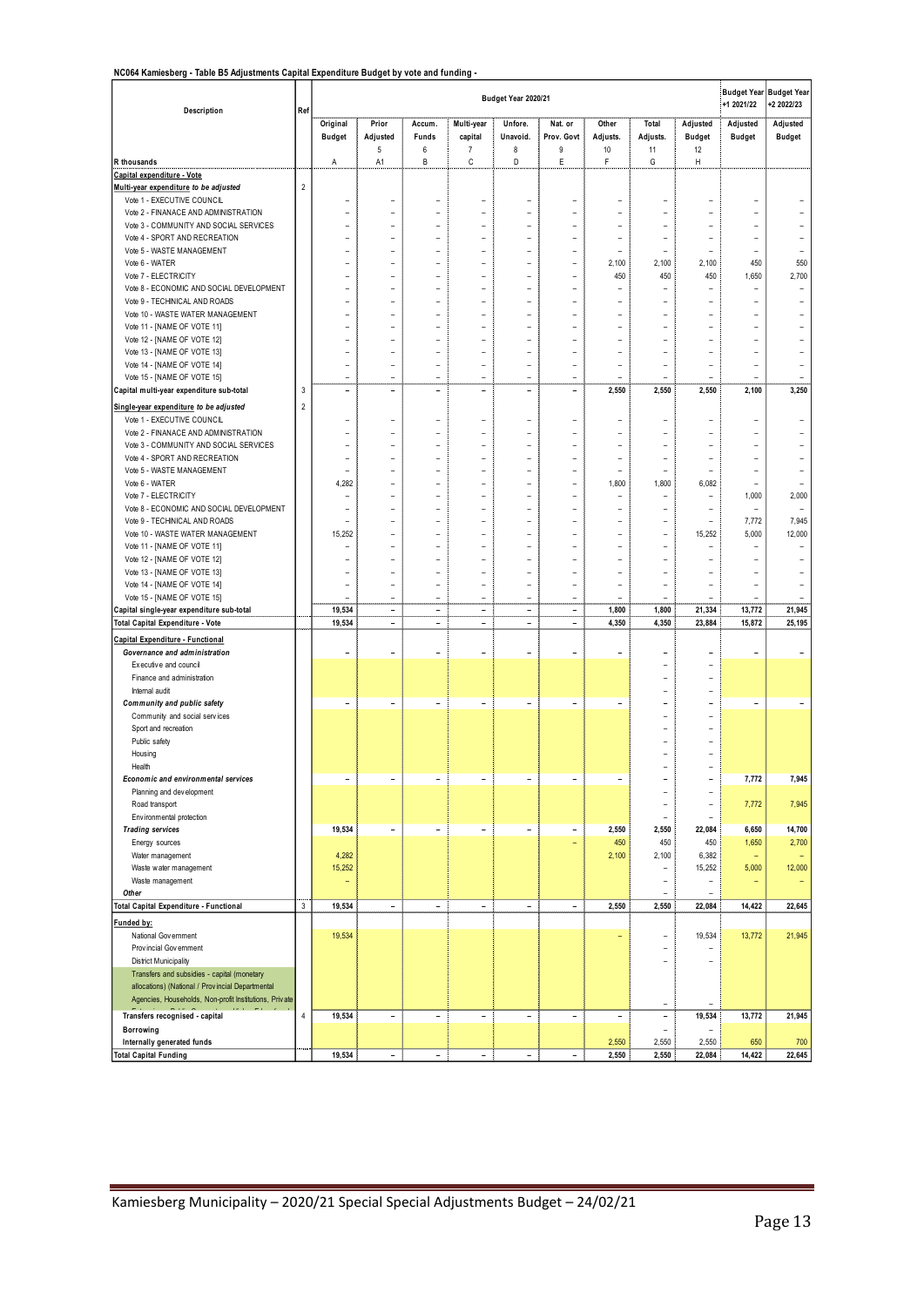**NC064 Kamiesberg - Table B5 Adjustments Capital Expenditure Budget by vote and funding -**

| Description | Ref | Budget Year 2020/21 | | | | | | | | | Budget Year +1 2021/22 | Budget Year +2 2022/23 |
|---|---|---|---|---|---|---|---|---|---|---|---|---|
| | | Original Budget | Prior Adjusted 5 | Accum. Funds 6 | Multi-year capital 7 | Unfore. Unavoid. 8 | Nat. or Prov. Govt 9 | Other Adjusts. 10 | Total Adjusts. 11 | Adjusted Budget 12 | Adjusted Budget | Adjusted Budget |
| R thousands | | A | A1 | B | C | D | E | F | G | H | | |
| **Capital expenditure - Vote** | | | | | | | | | | | | |
| **Multi-year expenditure** *to be adjusted* | 2 | | | | | | | | | | | |
| Vote 1 - EXECUTIVE COUNCIL | | – | – | – | – | – | – | – | – | – | – | – |
| Vote 2 - FINANACE AND ADMINISTRATION | | – | – | – | – | – | – | – | – | – | – | – |
| Vote 3 - COMMUNITY AND SOCIAL SERVICES | | – | – | – | – | – | – | – | – | – | – | – |
| Vote 4 - SPORT AND RECREATION | | – | – | – | – | – | – | – | – | – | – | – |
| Vote 5 - WASTE MANAGEMENT | | – | – | – | – | – | – | – | – | – | – | – |
| Vote 6 - WATER | | – | – | – | – | – | – | 2,100 | 2,100 | 2,100 | 450 | 550 |
| Vote 7 - ELECTRICITY | | – | – | – | – | – | – | 450 | 450 | 450 | 1,650 | 2,700 |
| Vote 8 - ECONOMIC AND SOCIAL DEVELOPMENT | | – | – | – | – | – | – | – | – | – | – | – |
| Vote 9 - TECHINICAL AND ROADS | | – | – | – | – | – | – | – | – | – | – | – |
| Vote 10 - WASTE WATER MANAGEMENT | | – | – | – | – | – | – | – | – | – | – | – |
| Vote 11 - [NAME OF VOTE 11] | | – | – | – | – | – | – | – | – | – | – | – |
| Vote 12 - [NAME OF VOTE 12] | | – | – | – | – | – | – | – | – | – | – | – |
| Vote 13 - [NAME OF VOTE 13] | | – | – | – | – | – | – | – | – | – | – | – |
| Vote 14 - [NAME OF VOTE 14] | | – | – | – | – | – | – | – | – | – | – | – |
| Vote 15 - [NAME OF VOTE 15] | | – | – | – | – | – | – | – | – | – | – | – |
| **Capital multi-year expenditure sub-total** | 3 | **–** | **–** | **–** | **–** | **–** | **–** | **2,550** | **2,550** | **2,550** | **2,100** | **3,250** |
| **Single-year expenditure** *to be adjusted* | 2 | | | | | | | | | | | |
| Vote 1 - EXECUTIVE COUNCIL | | – | – | – | – | – | – | – | – | – | – | – |
| Vote 2 - FINANACE AND ADMINISTRATION | | – | – | – | – | – | – | – | – | – | – | – |
| Vote 3 - COMMUNITY AND SOCIAL SERVICES | | – | – | – | – | – | – | – | – | – | – | – |
| Vote 4 - SPORT AND RECREATION | | – | – | – | – | – | – | – | – | – | – | – |
| Vote 5 - WASTE MANAGEMENT | | – | – | – | – | – | – | – | – | – | – | – |
| Vote 6 - WATER | | 4,282 | – | – | – | – | – | 1,800 | 1,800 | 6,082 | – | – |
| Vote 7 - ELECTRICITY | | – | – | – | – | – | – | – | – | – | 1,000 | 2,000 |
| Vote 8 - ECONOMIC AND SOCIAL DEVELOPMENT | | – | – | – | – | – | – | – | – | – | – | – |
| Vote 9 - TECHINICAL AND ROADS | | – | – | – | – | – | – | – | – | – | 7,772 | 7,945 |
| Vote 10 - WASTE WATER MANAGEMENT | | 15,252 | – | – | – | – | – | – | – | 15,252 | 5,000 | 12,000 |
| Vote 11 - [NAME OF VOTE 11] | | – | – | – | – | – | – | – | – | – | – | – |
| Vote 12 - [NAME OF VOTE 12] | | – | – | – | – | – | – | – | – | – | – | – |
| Vote 13 - [NAME OF VOTE 13] | | – | – | – | – | – | – | – | – | – | – | – |
| Vote 14 - [NAME OF VOTE 14] | | – | – | – | – | – | – | – | – | – | – | – |
| Vote 15 - [NAME OF VOTE 15] | | – | – | – | – | – | – | – | – | – | – | – |
| **Capital single-year expenditure sub-total** | | **19,534** | **–** | **–** | **–** | **–** | **–** | **1,800** | **1,800** | **21,334** | **13,772** | **21,945** |
| **Total Capital Expenditure - Vote** | | **19,534** | **–** | **–** | **–** | **–** | **–** | **4,350** | **4,350** | **23,884** | **15,872** | **25,195** |
| **Capital Expenditure - Functional** | | | | | | | | | | | | |
| ***Governance and administration*** | | – | – | – | – | – | – | – | – | – | – | – |
| Executive and council | | | | | | | | | – | – | | |
| Finance and administration | | | | | | | | | – | – | | |
| Internal audit | | | | | | | | | – | – | | |
| ***Community and public safety*** | | – | – | – | – | – | – | – | – | – | – | – |
| Community and social services | | | | | | | | | – | – | | |
| Sport and recreation | | | | | | | | | – | – | | |
| Public safety | | | | | | | | | – | – | | |
| Housing | | | | | | | | | – | – | | |
| Health | | | | | | | | | – | – | | |
| ***Economic and environmental services*** | | – | – | – | – | – | – | – | – | – | 7,772 | 7,945 |
| Planning and development | | | | | | | | | – | – | | |
| Road transport | | | | | | | | | – | – | 7,772 | 7,945 |
| Environmental protection | | | | | | | | | – | – | | |
| ***Trading services*** | | 19,534 | – | – | – | – | – | 2,550 | 2,550 | 22,084 | 6,650 | 14,700 |
| Energy sources | | | | | | | – | 450 | 450 | 450 | 1,650 | 2,700 |
| Water management | | 4,282 | | | | | | 2,100 | 2,100 | 6,382 | – | – |
| Waste water management | | 15,252 | | | | | | | – | 15,252 | 5,000 | 12,000 |
| Waste management | | – | | | | | | | – | – | – | – |
| ***Other*** | | | | | | | | | – | – | | |
| **Total Capital Expenditure - Functional** | 3 | **19,534** | **–** | **–** | **–** | **–** | **–** | **2,550** | **2,550** | **22,084** | **14,422** | **22,645** |
| **Funded by:** | | | | | | | | | | | | |
| National Government | | 19,534 | | | | | | – | – | 19,534 | 13,772 | 21,945 |
| Provincial Government | | | | | | | | | – | – | | |
| District Municipality | | | | | | | | | – | – | | |
| Transfers and subsidies - capital (monetary allocations) (National / Provincial Departmental Agencies, Households, Non-profit Institutions, Private | | | | | | | | | – | – | | |
| **Transfers recognised - capital** | 4 | **19,534** | **–** | **–** | **–** | **–** | **–** | **–** | **–** | **19,534** | **13,772** | **21,945** |
| **Borrowing** | | | | | | | | | – | – | | |
| **Internally generated funds** | | | | | | | | 2,550 | 2,550 | 2,550 | 650 | 700 |
| **Total Capital Funding** | | **19,534** | **–** | **–** | **–** | **–** | **–** | **2,550** | **2,550** | **22,084** | **14,422** | **22,645** |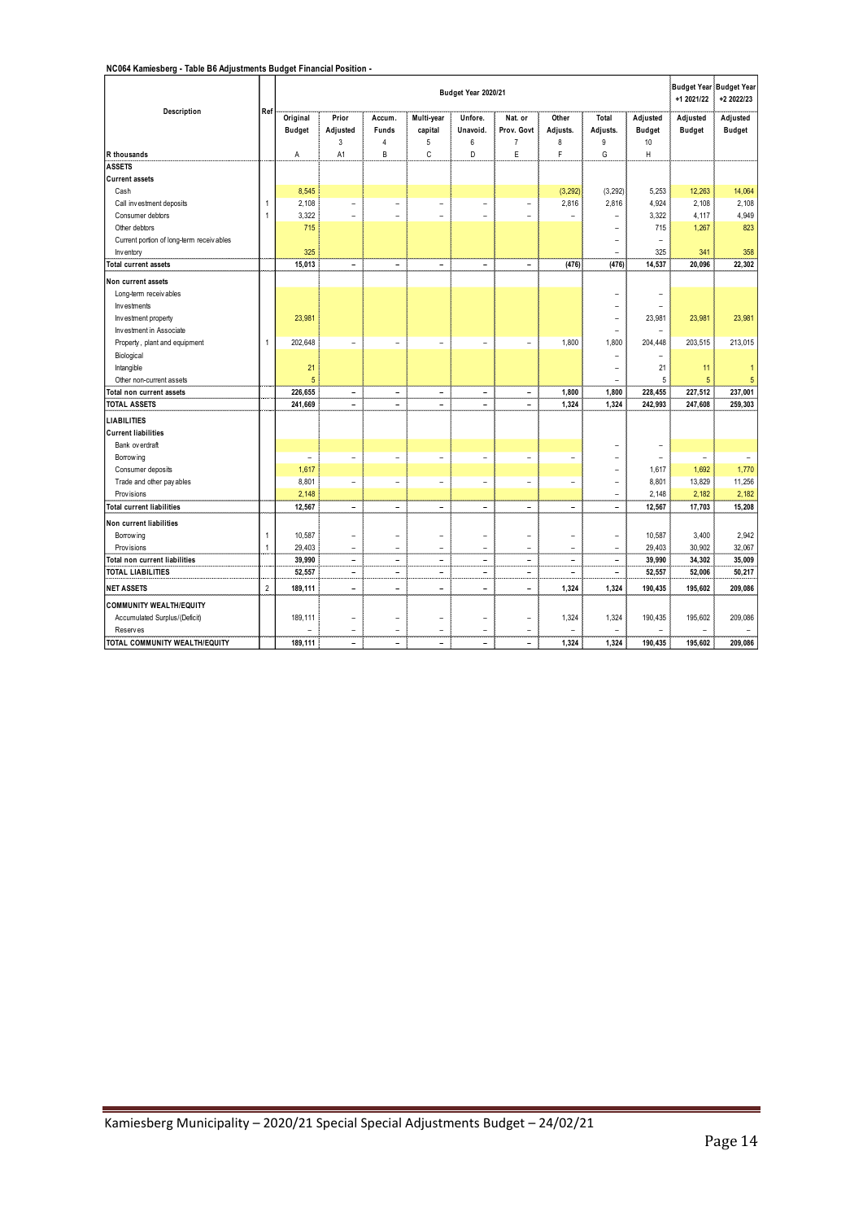**NC064 Kamiesberg - Table B6 Adjustments Budget Financial Position -**

| Description | Ref | Budget Year 2020/21 | | | | | | | | | Budget Year +1 2021/22 | Budget Year +2 2022/23 |
|---|---|---|---|---|---|---|---|---|---|---|---|---|
| | | Original Budget | Prior Adjusted | Accum. Funds | Multi-year capital | Unfore. Unavoid. | Nat. or Prov. Govt | Other Adjusts. | Total Adjusts. | Adjusted Budget | Adjusted Budget | Adjusted Budget |
| | | | 3 | 4 | 5 | 6 | 7 | 8 | 9 | 10 | | |
| R thousands | | A | A1 | B | C | D | E | F | G | H | | |
| **ASSETS** | | | | | | | | | | | | |
| **Current assets** | | | | | | | | | | | | |
| Cash | | 8,545 | | | | | | (3,292) | (3,292) | 5,253 | 12,263 | 14,064 |
| Call investment deposits | 1 | 2,108 | – | – | – | – | – | 2,816 | 2,816 | 4,924 | 2,108 | 2,108 |
| Consumer debtors | 1 | 3,322 | – | – | – | – | – | – | – | 3,322 | 4,117 | 4,949 |
| Other debtors | | 715 | | | | | | | – | 715 | 1,267 | 823 |
| Current portion of long-term receivables | | | | | | | | | – | – | | |
| Inventory | | 325 | | | | | | | – | 325 | 341 | 358 |
| **Total current assets** | | **15,013** | **–** | **–** | **–** | **–** | **–** | **(476)** | **(476)** | **14,537** | **20,096** | **22,302** |
| **Non current assets** | | | | | | | | | | | | |
| Long-term receivables | | | | | | | | | – | – | | |
| Investments | | | | | | | | | – | – | | |
| Investment property | | 23,981 | | | | | | | – | 23,981 | 23,981 | 23,981 |
| Investment in Associate | | | | | | | | | – | – | | |
| Property, plant and equipment | 1 | 202,648 | – | – | – | – | – | 1,800 | 1,800 | 204,448 | 203,515 | 213,015 |
| Biological | | | | | | | | | – | – | | |
| Intangible | | 21 | | | | | | | – | 21 | 11 | 1 |
| Other non-current assets | | 5 | | | | | | | – | 5 | 5 | 5 |
| **Total non current assets** | | **226,655** | **–** | **–** | **–** | **–** | **–** | **1,800** | **1,800** | **228,455** | **227,512** | **237,001** |
| **TOTAL ASSETS** | | **241,669** | **–** | **–** | **–** | **–** | **–** | **1,324** | **1,324** | **242,993** | **247,608** | **259,303** |
| **LIABILITIES** | | | | | | | | | | | | |
| **Current liabilities** | | | | | | | | | | | | |
| Bank overdraft | | | | | | | | | – | – | | |
| Borrowing | | – | – | – | – | – | – | – | – | – | – | – |
| Consumer deposits | | 1,617 | | | | | | | – | 1,617 | 1,692 | 1,770 |
| Trade and other payables | | 8,801 | – | – | – | – | – | – | – | 8,801 | 13,829 | 11,256 |
| Provisions | | 2,148 | | | | | | | – | 2,148 | 2,182 | 2,182 |
| **Total current liabilities** | | **12,567** | **–** | **–** | **–** | **–** | **–** | **–** | **–** | **12,567** | **17,703** | **15,208** |
| **Non current liabilities** | | | | | | | | | | | | |
| Borrowing | 1 | 10,587 | – | – | – | – | – | – | – | 10,587 | 3,400 | 2,942 |
| Provisions | 1 | 29,403 | – | – | – | – | – | – | – | 29,403 | 30,902 | 32,067 |
| **Total non current liabilities** | | **39,990** | **–** | **–** | **–** | **–** | **–** | **–** | **–** | **39,990** | **34,302** | **35,009** |
| **TOTAL LIABILITIES** | | **52,557** | **–** | **–** | **–** | **–** | **–** | **–** | **–** | **52,557** | **52,006** | **50,217** |
| **NET ASSETS** | 2 | **189,111** | **–** | **–** | **–** | **–** | **–** | **1,324** | **1,324** | **190,435** | **195,602** | **209,086** |
| **COMMUNITY WEALTH/EQUITY** | | | | | | | | | | | | |
| Accumulated Surplus/(Deficit) | | 189,111 | – | – | – | – | – | 1,324 | 1,324 | 190,435 | 195,602 | 209,086 |
| Reserves | | – | – | – | – | – | – | – | – | – | – | – |
| **TOTAL COMMUNITY WEALTH/EQUITY** | | **189,111** | **–** | **–** | **–** | **–** | **–** | **1,324** | **1,324** | **190,435** | **195,602** | **209,086** |

Kamiesberg Municipality – 2020/21 Special Special Adjustments Budget – 24/02/21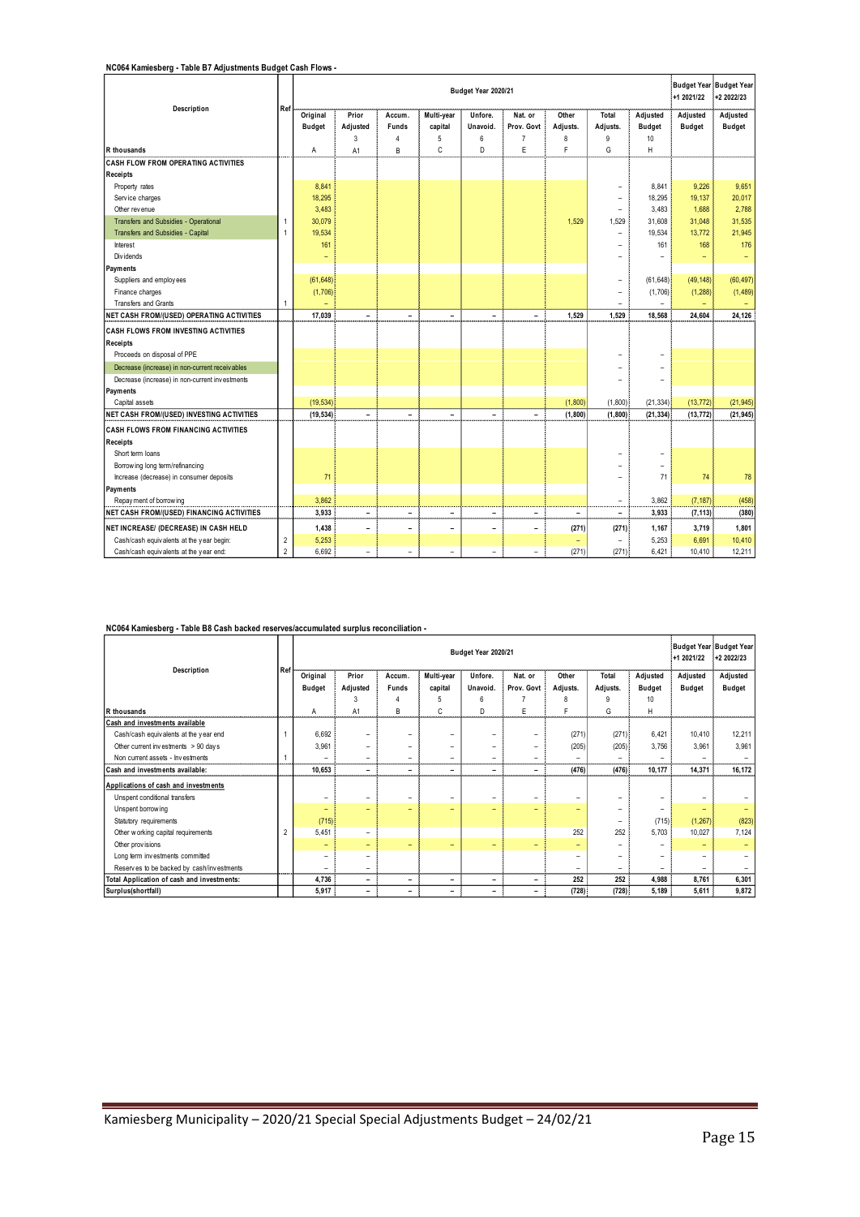**NC064 Kamiesberg - Table B7 Adjustments Budget Cash Flows -**

| Description | Ref | Budget Year 2020/21 | | | | | | | | | Budget Year +1 2021/22 | Budget Year +2 2022/23 |
|---|---|---|---|---|---|---|---|---|---|---|---|---|
| | | Original Budget | Prior Adjusted | Accum. Funds | Multi-year capital | Unfore. Unavoid. | Nat. or Prov. Govt | Other Adjusts. | Total Adjusts. | Adjusted Budget | Adjusted Budget | Adjusted Budget |
| | | | 3 | 4 | 5 | 6 | 7 | 8 | 9 | 10 | | |
| R thousands | | A | A1 | B | C | D | E | F | G | H | | |
| **CASH FLOW FROM OPERATING ACTIVITIES** | | | | | | | | | | | | |
| **Receipts** | | | | | | | | | | | | |
| Property rates | | 8,841 | | | | | | | – | 8,841 | 9,226 | 9,651 |
| Service charges | | 18,295 | | | | | | | – | 18,295 | 19,137 | 20,017 |
| Other revenue | | 3,483 | | | | | | | – | 3,483 | 1,688 | 2,788 |
| Transfers and Subsidies - Operational | 1 | 30,079 | | | | | | 1,529 | 1,529 | 31,608 | 31,048 | 31,535 |
| Transfers and Subsidies - Capital | 1 | 19,534 | | | | | | | – | 19,534 | 13,772 | 21,945 |
| Interest | | 161 | | | | | | | – | 161 | 168 | 176 |
| Dividends | | – | | | | | | | – | – | – | – |
| **Payments** | | | | | | | | | | | | |
| Suppliers and employees | | (61,648) | | | | | | | – | (61,648) | (49,148) | (60,497) |
| Finance charges | | (1,706) | | | | | | | – | (1,706) | (1,288) | (1,489) |
| Transfers and Grants | 1 | – | | | | | | | – | – | – | – |
| **NET CASH FROM/(USED) OPERATING ACTIVITIES** | | **17,039** | **–** | **–** | **–** | **–** | **–** | **1,529** | **1,529** | **18,568** | **24,604** | **24,126** |
| **CASH FLOWS FROM INVESTING ACTIVITIES** | | | | | | | | | | | | |
| **Receipts** | | | | | | | | | | | | |
| Proceeds on disposal of PPE | | | | | | | | | – | – | | |
| Decrease (increase) in non-current receivables | | | | | | | | | – | – | | |
| Decrease (increase) in non-current investments | | | | | | | | | – | – | | |
| **Payments** | | | | | | | | | | | | |
| Capital assets | | (19,534) | | | | | | (1,800) | (1,800) | (21,334) | (13,772) | (21,945) |
| **NET CASH FROM/(USED) INVESTING ACTIVITIES** | | **(19,534)** | **–** | **–** | **–** | **–** | **–** | **(1,800)** | **(1,800)** | **(21,334)** | **(13,772)** | **(21,945)** |
| **CASH FLOWS FROM FINANCING ACTIVITIES** | | | | | | | | | | | | |
| **Receipts** | | | | | | | | | | | | |
| Short term loans | | | | | | | | | – | – | | |
| Borrowing long term/refinancing | | | | | | | | | – | – | | |
| Increase (decrease) in consumer deposits | | 71 | | | | | | | – | 71 | 74 | 78 |
| **Payments** | | | | | | | | | | | | |
| Repayment of borrowing | | 3,862 | | | | | | | – | 3,862 | (7,187) | (458) |
| **NET CASH FROM/(USED) FINANCING ACTIVITIES** | | **3,933** | **–** | **–** | **–** | **–** | **–** | **–** | **–** | **3,933** | **(7,113)** | **(380)** |
| **NET INCREASE/ (DECREASE) IN CASH HELD** | | **1,438** | **–** | **–** | **–** | **–** | **–** | **(271)** | **(271)** | **1,167** | **3,719** | **1,801** |
| Cash/cash equivalents at the year begin: | 2 | 5,253 | | | | | | – | – | 5,253 | 6,691 | 10,410 |
| Cash/cash equivalents at the year end: | 2 | 6,692 | – | – | – | – | – | (271) | (271) | 6,421 | 10,410 | 12,211 |

**NC064 Kamiesberg - Table B8 Cash backed reserves/accumulated surplus reconciliation -**

| Description | Ref | Budget Year 2020/21 | | | | | | | | | Budget Year +1 2021/22 | Budget Year +2 2022/23 |
|---|---|---|---|---|---|---|---|---|---|---|---|---|
| | | Original Budget | Prior Adjusted | Accum. Funds | Multi-year capital | Unfore. Unavoid. | Nat. or Prov. Govt | Other Adjusts. | Total Adjusts. | Adjusted Budget | Adjusted Budget | Adjusted Budget |
| | | | 3 | 4 | 5 | 6 | 7 | 8 | 9 | 10 | | |
| R thousands | | A | A1 | B | C | D | E | F | G | H | | |
| **Cash and investments available** | | | | | | | | | | | | |
| Cash/cash equivalents at the year end | 1 | 6,692 | – | – | – | – | – | (271) | (271) | 6,421 | 10,410 | 12,211 |
| Other current investments > 90 days | | 3,961 | – | – | – | – | – | (205) | (205) | 3,756 | 3,961 | 3,961 |
| Non current assets - Investments | 1 | – | – | – | – | – | – | – | – | – | – | – |
| **Cash and investments available:** | | **10,653** | **–** | **–** | **–** | **–** | **–** | **(476)** | **(476)** | **10,177** | **14,371** | **16,172** |
| **Applications of cash and investments** | | | | | | | | | | | | |
| Unspent conditional transfers | | – | – | – | – | – | – | – | – | – | – | – |
| Unspent borrowing | | – | – | – | – | – | – | – | – | – | – | – |
| Statutory requirements | | (715) | | | | | | | – | (715) | (1,267) | (823) |
| Other working capital requirements | 2 | 5,451 | – | | | | | 252 | 252 | 5,703 | 10,027 | 7,124 |
| Other provisions | | – | – | – | – | – | – | – | – | – | – | – |
| Long term investments committed | | – | – | | | | | – | – | – | – | – |
| Reserves to be backed by cash/investments | | – | – | | | | | – | – | – | – | – |
| **Total Application of cash and investments:** | | **4,736** | **–** | **–** | **–** | **–** | **–** | **252** | **252** | **4,988** | **8,761** | **6,301** |
| **Surplus(shortfall)** | | **5,917** | **–** | **–** | **–** | **–** | **–** | **(728)** | **(728)** | **5,189** | **5,611** | **9,872** |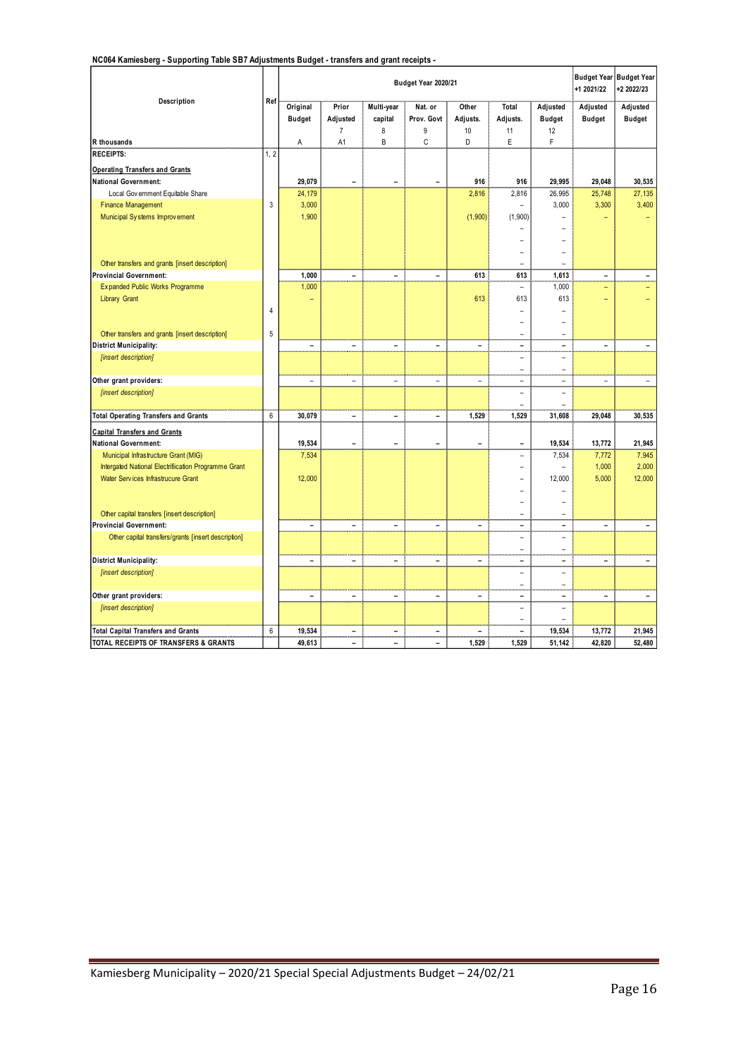**NC064 Kamiesberg - Supporting Table SB7 Adjustments Budget - transfers and grant receipts -**

| Description | Ref | Budget Year 2020/21 | | | | | | | Budget Year +1 2021/22 | Budget Year +2 2022/23 |
|---|---|---|---|---|---|---|---|---|---|---|
| | | Original Budget | Prior Adjusted | Multi-year capital | Nat. or Prov. Govt | Other Adjusts. | Total Adjusts. | Adjusted Budget | Adjusted Budget | Adjusted Budget |
| | | | 7 | 8 | 9 | 10 | 11 | 12 | | |
| R thousands | | A | A1 | B | C | D | E | F | | |
| **RECEIPTS:** | 1, 2 | | | | | | | | | |
| **Operating Transfers and Grants** | | | | | | | | | | |
| **National Government:** | | **29,079** | **–** | **–** | **–** | **916** | **916** | **29,995** | **29,048** | **30,535** |
| Local Government Equitable Share | | 24,179 | | | | 2,816 | 2,816 | 26,995 | 25,748 | 27,135 |
| Finance Management | 3 | 3,000 | | | | | – | 3,000 | 3,300 | 3,400 |
| Municipal Systems Improvement | | 1,900 | | | | (1,900) | (1,900) | – | – | – |
| | | | | | | | – | – | | |
| | | | | | | | – | – | | |
| | | | | | | | – | – | | |
| Other transfers and grants [insert description] | | | | | | | – | – | | |
| **Provincial Government:** | | **1,000** | **–** | **–** | **–** | **613** | **613** | **1,613** | **–** | **–** |
| Expanded Public Works Programme | | 1,000 | | | | | – | 1,000 | – | – |
| Library Grant | | – | | | | 613 | 613 | 613 | – | – |
| | 4 | | | | | | – | – | | |
| | | | | | | | – | – | | |
| Other transfers and grants [insert description] | 5 | | | | | | – | – | | |
| **District Municipality:** | | **–** | **–** | **–** | **–** | **–** | **–** | **–** | **–** | **–** |
| *[insert description]* | | | | | | | – | – | | |
| | | | | | | | – | – | | |
| **Other grant providers:** | | – | – | – | – | – | – | – | – | – |
| *[insert description]* | | | | | | | – | – | | |
| | | | | | | | – | – | | |
| **Total Operating Transfers and Grants** | 6 | **30,079** | **–** | **–** | **–** | **1,529** | **1,529** | **31,608** | **29,048** | **30,535** |
| **Capital Transfers and Grants** | | | | | | | | | | |
| **National Government:** | | **19,534** | **–** | **–** | **–** | **–** | **–** | **19,534** | **13,772** | **21,945** |
| Municipal Infrastructure Grant (MIG) | | 7,534 | | | | | – | 7,534 | 7,772 | 7,945 |
| Intergated National Electrification Programme Grant | | | | | | | – | – | 1,000 | 2,000 |
| Water Services Infrastrucure Grant | | 12,000 | | | | | – | 12,000 | 5,000 | 12,000 |
| | | | | | | | – | – | | |
| | | | | | | | – | – | | |
| Other capital transfers [insert description] | | | | | | | – | – | | |
| **Provincial Government:** | | **–** | **–** | **–** | **–** | **–** | **–** | **–** | **–** | **–** |
| Other capital transfers/grants [insert description] | | | | | | | – | – | | |
| | | | | | | | – | – | | |
| **District Municipality:** | | **–** | **–** | **–** | **–** | **–** | **–** | **–** | **–** | **–** |
| *[insert description]* | | | | | | | – | – | | |
| | | | | | | | – | – | | |
| **Other grant providers:** | | **–** | **–** | **–** | **–** | **–** | **–** | **–** | **–** | **–** |
| *[insert description]* | | | | | | | – | – | | |
| | | | | | | | – | – | | |
| **Total Capital Transfers and Grants** | 6 | **19,534** | **–** | **–** | **–** | **–** | **–** | **19,534** | **13,772** | **21,945** |
| **TOTAL RECEIPTS OF TRANSFERS & GRANTS** | | **49,613** | **–** | **–** | **–** | **1,529** | **1,529** | **51,142** | **42,820** | **52,480** |

Kamiesberg Municipality – 2020/21 Special Special Adjustments Budget – 24/02/21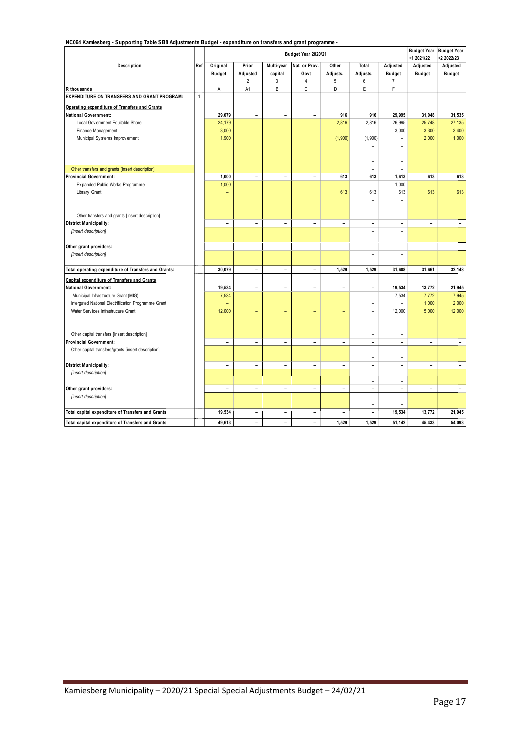**NC064 Kamiesberg - Supporting Table SB8 Adjustments Budget - expenditure on transfers and grant programme -**

| Description | Ref | Budget Year 2020/21 | | | | | | | Budget Year +1 2021/22 | Budget Year +2 2022/23 |
|---|---|---|---|---|---|---|---|---|---|---|
| | | Original Budget | Prior Adjusted | Multi-year capital | Nat. or Prov. Govt | Other Adjusts. | Total Adjusts. | Adjusted Budget | Adjusted Budget | Adjusted Budget |
| | | | 2 | 3 | 4 | 5 | 6 | 7 | | |
| R thousands | | A | A1 | B | C | D | E | F | | |
| **EXPENDITURE ON TRANSFERS AND GRANT PROGRAM:** | 1 | | | | | | | | | |
| **Operating expenditure of Transfers and Grants** | | | | | | | | | | |
| **National Government:** | | **29,079** | **–** | **–** | **–** | **916** | **916** | **29,995** | **31,048** | **31,535** |
| Local Government Equitable Share | | 24,179 | | | | 2,816 | 2,816 | 26,995 | 25,748 | 27,135 |
| Finance Management | | 3,000 | | | | | – | 3,000 | 3,300 | 3,400 |
| Municipal Systems Improvement | | 1,900 | | | | (1,900) | (1,900) | – | 2,000 | 1,000 |
| | | | | | | | – | – | | |
| | | | | | | | – | – | | |
| | | | | | | | – | – | | |
| Other transfers and grants [insert description] | | | | | | | – | – | | |
| **Provincial Government:** | | **1,000** | **–** | **–** | **–** | **613** | **613** | **1,613** | **613** | **613** |
| Expanded Public Works Programme | | 1,000 | | | | – | – | 1,000 | – | – |
| Library Grant | | – | | | | 613 | 613 | 613 | 613 | 613 |
| | | | | | | | – | – | | |
| | | | | | | | – | – | | |
| Other transfers and grants [insert description] | | | | | | | – | – | | |
| **District Municipality:** | | **–** | **–** | **–** | **–** | **–** | **–** | **–** | **–** | **–** |
| *[insert description]* | | | | | | | – | – | | |
| | | | | | | | – | – | | |
| **Other grant providers:** | | **–** | **–** | **–** | **–** | **–** | **–** | **–** | **–** | **–** |
| *[insert description]* | | | | | | | – | – | | |
| | | | | | | | – | – | | |
| **Total operating expenditure of Transfers and Grants:** | | **30,079** | **–** | **–** | **–** | **1,529** | **1,529** | **31,608** | **31,661** | **32,148** |
| **Capital expenditure of Transfers and Grants** | | | | | | | | | | |
| **National Government:** | | **19,534** | **–** | **–** | **–** | **–** | **–** | **19,534** | **13,772** | **21,945** |
| Municipal Infrastructure Grant (MIG) | | 7,534 | – | – | – | – | – | 7,534 | 7,772 | 7,945 |
| Intergated National Electrification Programme Grant | | – | | | | | – | – | 1,000 | 2,000 |
| Water Services Infrastrucure Grant | | 12,000 | – | – | – | – | – | 12,000 | 5,000 | 12,000 |
| | | | | | | | – | – | | |
| | | | | | | | – | – | | |
| Other capital transfers [insert description] | | | | | | | – | – | | |
| **Provincial Government:** | | **–** | **–** | **–** | **–** | **–** | **–** | **–** | **–** | **–** |
| Other capital transfers/grants [insert description] | | | | | | | – | – | | |
| | | | | | | | – | – | | |
| **District Municipality:** | | **–** | **–** | **–** | **–** | **–** | **–** | **–** | **–** | **–** |
| *[insert description]* | | | | | | | – | – | | |
| | | | | | | | – | – | | |
| **Other grant providers:** | | **–** | **–** | **–** | **–** | **–** | **–** | **–** | **–** | **–** |
| *[insert description]* | | | | | | | – | – | | |
| | | | | | | | – | – | | |
| **Total capital expenditure of Transfers and Grants** | | **19,534** | **–** | **–** | **–** | **–** | **–** | **19,534** | **13,772** | **21,945** |
| **Total capital expenditure of Transfers and Grants** | | **49,613** | **–** | **–** | **–** | **1,529** | **1,529** | **51,142** | **45,433** | **54,093** |

Kamiesberg Municipality – 2020/21 Special Special Adjustments Budget – 24/02/21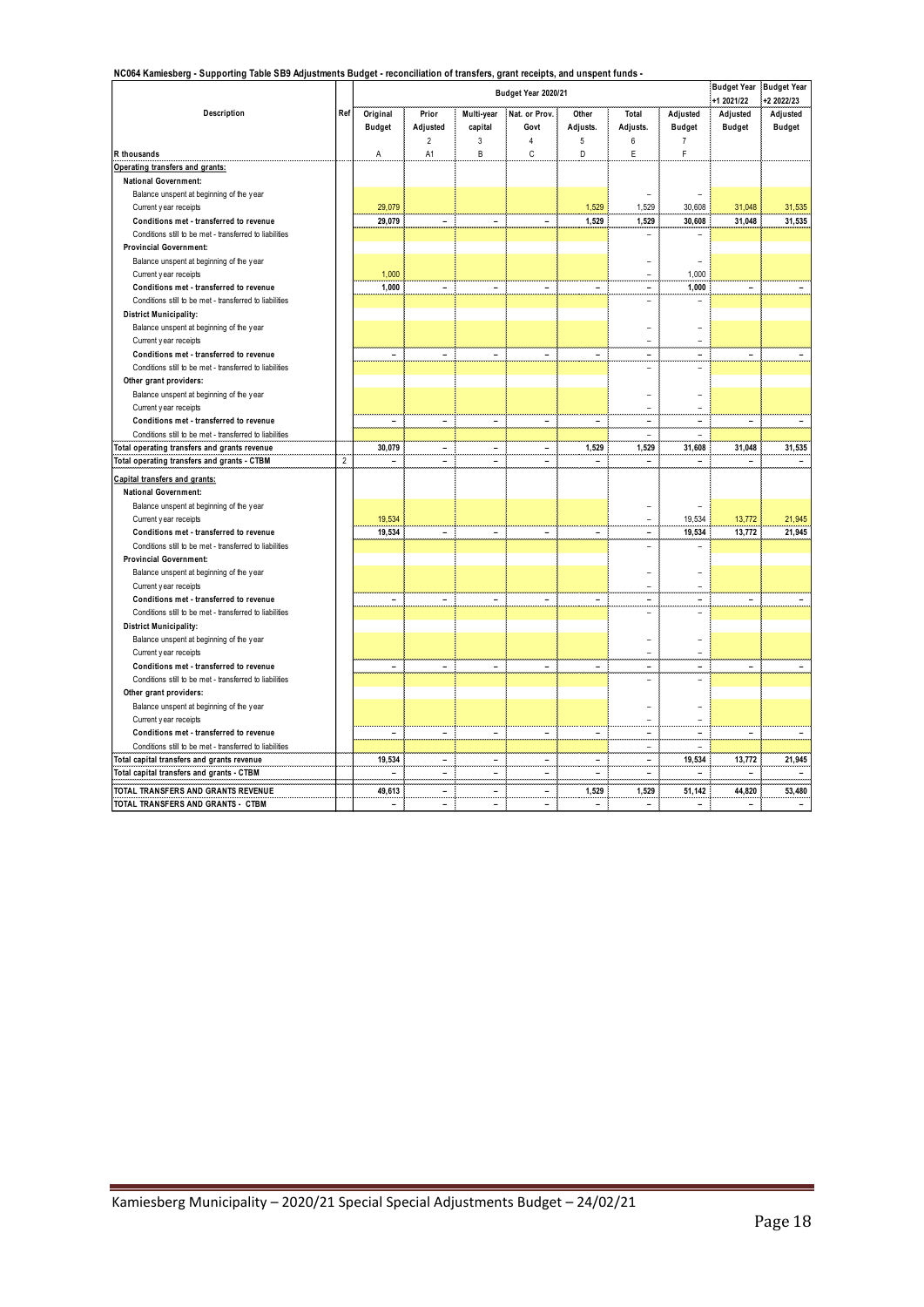**NC064 Kamiesberg - Supporting Table SB9 Adjustments Budget - reconciliation of transfers, grant receipts, and unspent funds -**

| Description | Ref | Budget Year 2020/21 | | | | | | | Budget Year +1 2021/22 | Budget Year +2 2022/23 |
|---|---|---|---|---|---|---|---|---|---|---|
| | | Original Budget | Prior Adjusted | Multi-year capital | Nat. or Prov. Govt | Other Adjusts. | Total Adjusts. | Adjusted Budget | Adjusted Budget | Adjusted Budget |
| | | | 2 | 3 | 4 | 5 | 6 | 7 | | |
| R thousands | | A | A1 | B | C | D | E | F | | |
| **Operating transfers and grants:** | | | | | | | | | | |
| **National Government:** | | | | | | | | | | |
| Balance unspent at beginning of the year | | | | | | | – | – | | |
| Current year receipts | | 29,079 | | | | 1,529 | 1,529 | 30,608 | 31,048 | 31,535 |
| **Conditions met - transferred to revenue** | | **29,079** | **–** | **–** | **–** | **1,529** | **1,529** | **30,608** | **31,048** | **31,535** |
| Conditions still to be met - transferred to liabilities | | | | | | | – | – | | |
| **Provincial Government:** | | | | | | | | | | |
| Balance unspent at beginning of the year | | | | | | | – | – | | |
| Current year receipts | | 1,000 | | | | | – | 1,000 | | |
| **Conditions met - transferred to revenue** | | **1,000** | **–** | **–** | **–** | **–** | **–** | **1,000** | **–** | **–** |
| Conditions still to be met - transferred to liabilities | | | | | | | – | – | | |
| **District Municipality:** | | | | | | | | | | |
| Balance unspent at beginning of the year | | | | | | | – | – | | |
| Current year receipts | | | | | | | – | – | | |
| **Conditions met - transferred to revenue** | | **–** | **–** | **–** | **–** | **–** | **–** | **–** | **–** | **–** |
| Conditions still to be met - transferred to liabilities | | | | | | | – | – | | |
| **Other grant providers:** | | | | | | | | | | |
| Balance unspent at beginning of the year | | | | | | | – | – | | |
| Current year receipts | | | | | | | – | – | | |
| **Conditions met - transferred to revenue** | | **–** | **–** | **–** | **–** | **–** | **–** | **–** | **–** | **–** |
| Conditions still to be met - transferred to liabilities | | | | | | | – | – | | |
| **Total operating transfers and grants revenue** | | **30,079** | **–** | **–** | **–** | **1,529** | **1,529** | **31,608** | **31,048** | **31,535** |
| **Total operating transfers and grants - CTBM** | 2 | **–** | **–** | **–** | **–** | **–** | **–** | **–** | **–** | **–** |
| **Capital transfers and grants:** | | | | | | | | | | |
| **National Government:** | | | | | | | | | | |
| Balance unspent at beginning of the year | | | | | | | – | – | | |
| Current year receipts | | 19,534 | | | | | – | 19,534 | 13,772 | 21,945 |
| **Conditions met - transferred to revenue** | | **19,534** | **–** | **–** | **–** | **–** | **–** | **19,534** | **13,772** | **21,945** |
| Conditions still to be met - transferred to liabilities | | | | | | | – | – | | |
| **Provincial Government:** | | | | | | | | | | |
| Balance unspent at beginning of the year | | | | | | | – | – | | |
| Current year receipts | | | | | | | – | – | | |
| **Conditions met - transferred to revenue** | | **–** | **–** | **–** | **–** | **–** | **–** | **–** | **–** | **–** |
| Conditions still to be met - transferred to liabilities | | | | | | | – | – | | |
| **District Municipality:** | | | | | | | | | | |
| Balance unspent at beginning of the year | | | | | | | – | – | | |
| Current year receipts | | | | | | | – | – | | |
| **Conditions met - transferred to revenue** | | **–** | **–** | **–** | **–** | **–** | **–** | **–** | **–** | **–** |
| Conditions still to be met - transferred to liabilities | | | | | | | – | – | | |
| **Other grant providers:** | | | | | | | | | | |
| Balance unspent at beginning of the year | | | | | | | – | – | | |
| Current year receipts | | | | | | | – | – | | |
| **Conditions met - transferred to revenue** | | **–** | **–** | **–** | **–** | **–** | **–** | **–** | **–** | **–** |
| Conditions still to be met - transferred to liabilities | | | | | | | – | – | | |
| **Total capital transfers and grants revenue** | | **19,534** | **–** | **–** | **–** | **–** | **–** | **19,534** | **13,772** | **21,945** |
| **Total capital transfers and grants - CTBM** | | **–** | **–** | **–** | **–** | **–** | **–** | **–** | **–** | **–** |
| **TOTAL TRANSFERS AND GRANTS REVENUE** | | **49,613** | **–** | **–** | **–** | **1,529** | **1,529** | **51,142** | **44,820** | **53,480** |
| **TOTAL TRANSFERS AND GRANTS - CTBM** | | **–** | **–** | **–** | **–** | **–** | **–** | **–** | **–** | **–** |

Kamiesberg Municipality – 2020/21 Special Special Adjustments Budget – 24/02/21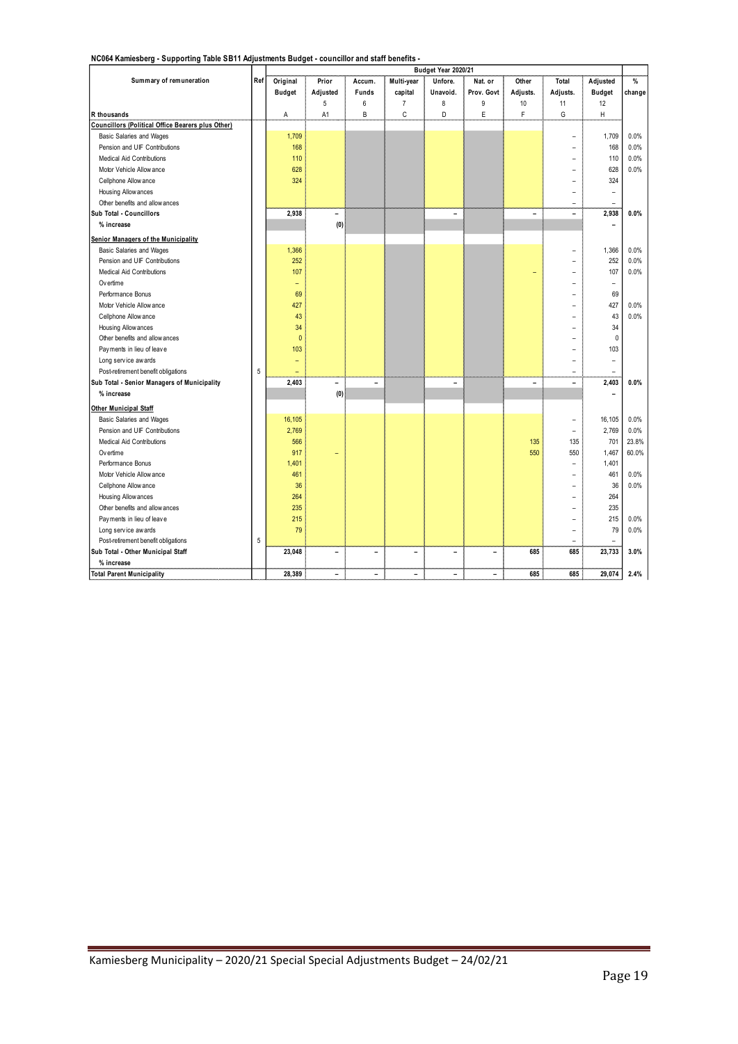**NC064 Kamiesberg - Supporting Table SB11 Adjustments Budget - councillor and staff benefits -**

| Summary of remuneration | Ref | Budget Year 2020/21 | | | | | | | | | |
|---|---|---|---|---|---|---|---|---|---|---|---|
| | | Original Budget | Prior Adjusted | Accum. Funds | Multi-year capital | Unfore. Unavoid. | Nat. or Prov. Govt | Other Adjusts. | Total Adjusts. | Adjusted Budget | % change |
| | | | 5 | 6 | 7 | 8 | 9 | 10 | 11 | 12 | |
| R thousands | | A | A1 | B | C | D | E | F | G | H | |
| **Councillors (Political Office Bearers plus Other)** | | | | | | | | | | | |
| Basic Salaries and Wages | | 1,709 | | | | | | | – | 1,709 | 0.0% |
| Pension and UIF Contributions | | 168 | | | | | | | – | 168 | 0.0% |
| Medical Aid Contributions | | 110 | | | | | | | – | 110 | 0.0% |
| Motor Vehicle Allowance | | 628 | | | | | | | – | 628 | 0.0% |
| Cellphone Allowance | | 324 | | | | | | | – | 324 | |
| Housing Allowances | | | | | | | | | – | – | |
| Other benefits and allowances | | | | | | | | | – | – | |
| **Sub Total - Councillors** | | **2,938** | **–** | | | **–** | | **–** | **–** | **2,938** | **0.0%** |
| **% increase** | | | **(0)** | | | | | | | **–** | |
| **Senior Managers of the Municipality** | | | | | | | | | | | |
| Basic Salaries and Wages | | 1,366 | | | | | | | – | 1,366 | 0.0% |
| Pension and UIF Contributions | | 252 | | | | | | | – | 252 | 0.0% |
| Medical Aid Contributions | | 107 | | | | | | – | – | 107 | 0.0% |
| Overtime | | – | | | | | | | – | – | |
| Performance Bonus | | 69 | | | | | | | – | 69 | |
| Motor Vehicle Allowance | | 427 | | | | | | | – | 427 | 0.0% |
| Cellphone Allowance | | 43 | | | | | | | – | 43 | 0.0% |
| Housing Allowances | | 34 | | | | | | | – | 34 | |
| Other benefits and allowances | | 0 | | | | | | | – | 0 | |
| Payments in lieu of leave | | 103 | | | | | | | – | 103 | |
| Long service awards | | – | | | | | | | – | – | |
| Post-retirement benefit obligations | 5 | – | | | | | | | – | – | |
| **Sub Total - Senior Managers of Municipality** | | **2,403** | **–** | **–** | | **–** | | **–** | **–** | **2,403** | **0.0%** |
| **% increase** | | | **(0)** | | | | | | | **–** | |
| **Other Municipal Staff** | | | | | | | | | | | |
| Basic Salaries and Wages | | 16,105 | | | | | | | – | 16,105 | 0.0% |
| Pension and UIF Contributions | | 2,769 | | | | | | | – | 2,769 | 0.0% |
| Medical Aid Contributions | | 566 | | | | | | 135 | 135 | 701 | 23.8% |
| Overtime | | 917 | – | | | | | 550 | 550 | 1,467 | 60.0% |
| Performance Bonus | | 1,401 | | | | | | | – | 1,401 | |
| Motor Vehicle Allowance | | 461 | | | | | | | – | 461 | 0.0% |
| Cellphone Allowance | | 36 | | | | | | | – | 36 | 0.0% |
| Housing Allowances | | 264 | | | | | | | – | 264 | |
| Other benefits and allowances | | 235 | | | | | | | – | 235 | |
| Payments in lieu of leave | | 215 | | | | | | | – | 215 | 0.0% |
| Long service awards | | 79 | | | | | | | – | 79 | 0.0% |
| Post-retirement benefit obligations | 5 | | | | | | | | – | – | |
| **Sub Total - Other Municipal Staff** | | **23,048** | **–** | **–** | **–** | **–** | **–** | **685** | **685** | **23,733** | **3.0%** |
| **% increase** | | | | | | | | | | | |
| **Total Parent Municipality** | | **28,389** | **–** | **–** | **–** | **–** | **–** | **685** | **685** | **29,074** | **2.4%** |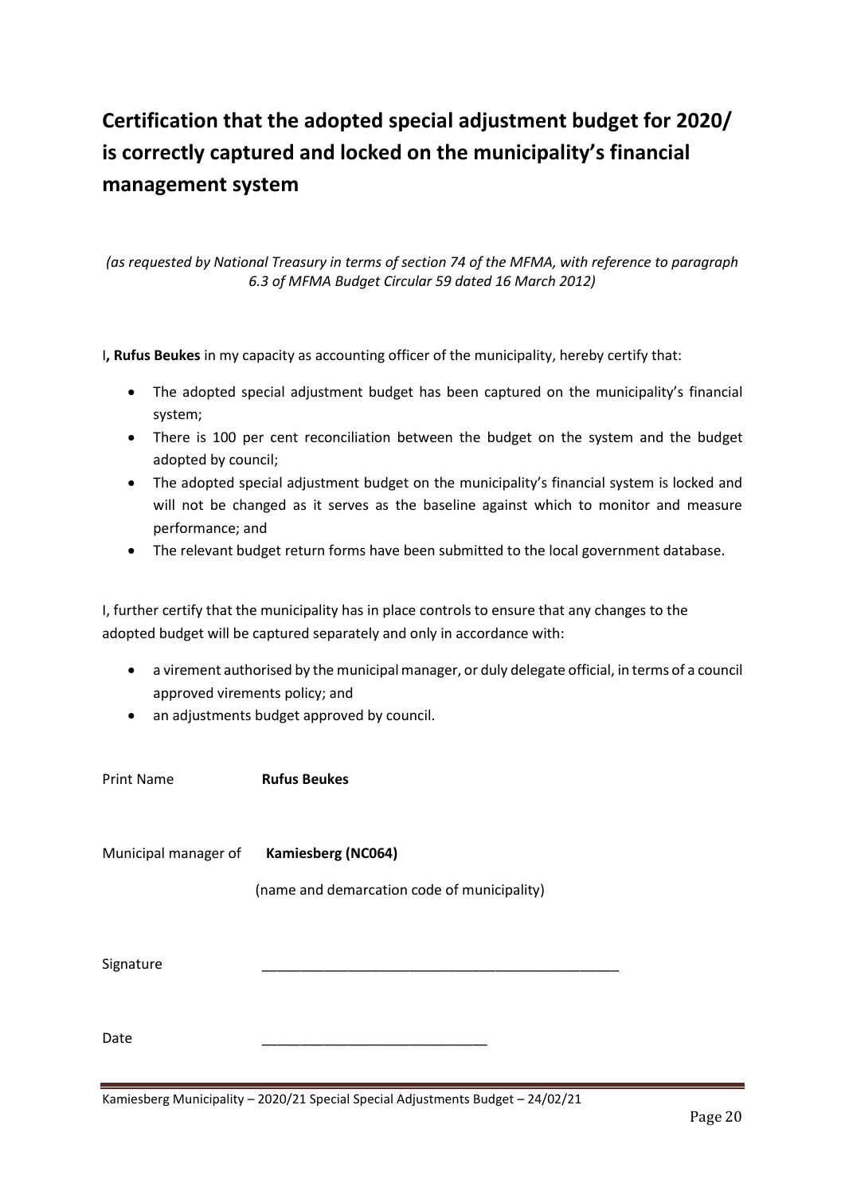# Certification that the adopted special adjustment budget for 2020/ is correctly captured and locked on the municipality's financial management system

*(as requested by National Treasury in terms of section 74 of the MFMA, with reference to paragraph 6.3 of MFMA Budget Circular 59 dated 16 March 2012)*

I**, Rufus Beukes** in my capacity as accounting officer of the municipality, hereby certify that:

- The adopted special adjustment budget has been captured on the municipality's financial system;
- There is 100 per cent reconciliation between the budget on the system and the budget adopted by council;
- The adopted special adjustment budget on the municipality's financial system is locked and will not be changed as it serves as the baseline against which to monitor and measure performance; and
- The relevant budget return forms have been submitted to the local government database.

I, further certify that the municipality has in place controls to ensure that any changes to the adopted budget will be captured separately and only in accordance with:

- a virement authorised by the municipal manager, or duly delegate official, in terms of a council approved virements policy; and
- an adjustments budget approved by council.

Print Name **Rufus Beukes**

Municipal manager of **Kamiesberg (NC064)**

(name and demarcation code of municipality)

Signature _______________________________________________

Date _____________________________